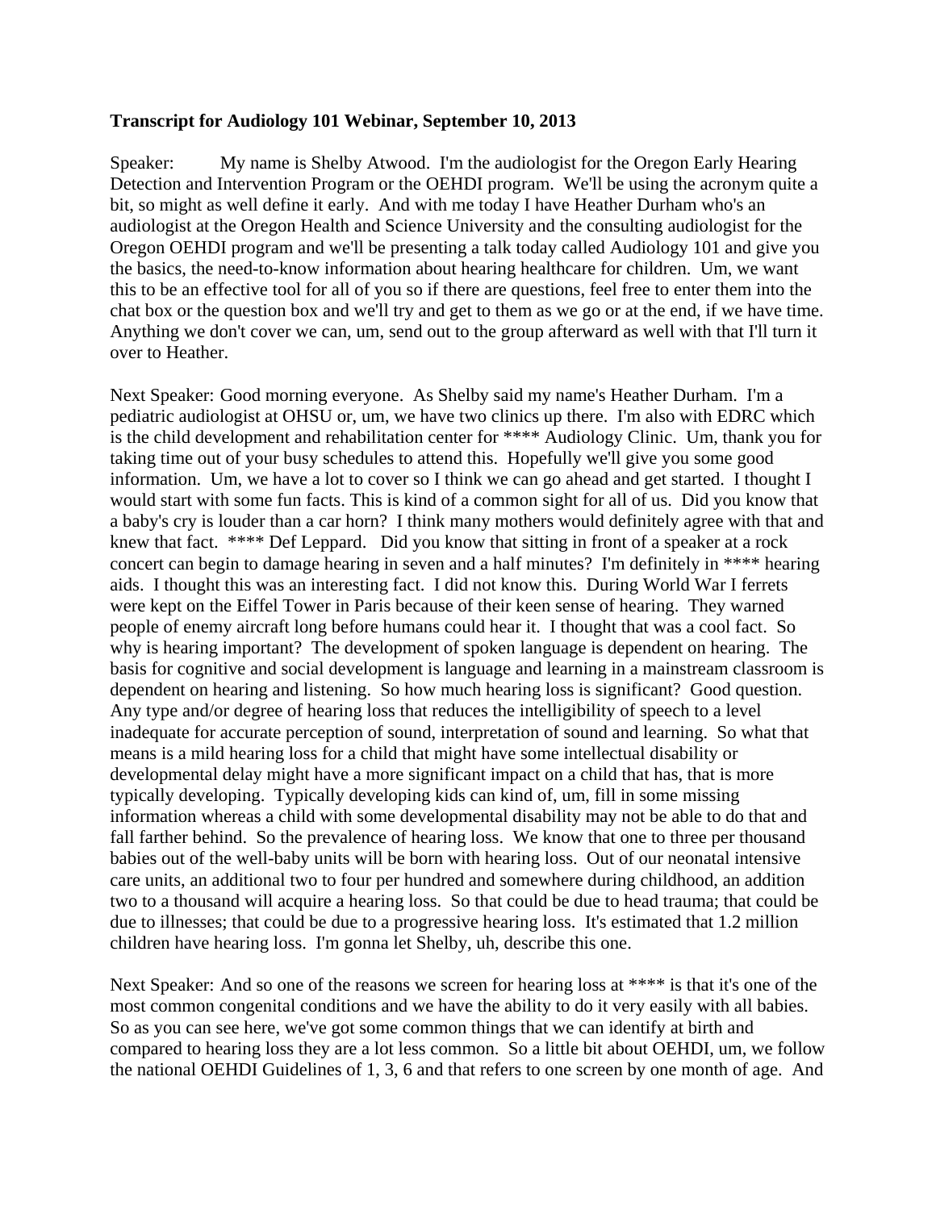**Transcript for Audiology 101 Webinar, September 10, 2013**

Speaker: My name is Shelby Atwood. I'm the audiologist for the Oregon Early Hearing Detection and Intervention Program or the OEHDI program. We'll be using the acronym quite a bit, so might as well define it early. And with me today I have Heather Durham who's an audiologist at the Oregon Health and Science University and the consulting audiologist for the Oregon OEHDI program and we'll be presenting a talk today called Audiology 101 and give you the basics, the need-to-know information about hearing healthcare for children. Um, we want this to be an effective tool for all of you so if there are questions, feel free to enter them into the chat box or the question box and we'll try and get to them as we go or at the end, if we have time. Anything we don't cover we can, um, send out to the group afterward as well with that I'll turn it over to Heather.

Next Speaker: Good morning everyone. As Shelby said my name's Heather Durham. I'm a pediatric audiologist at OHSU or, um, we have two clinics up there. I'm also with EDRC which is the child development and rehabilitation center for **** Audiology Clinic. Um, thank you for taking time out of your busy schedules to attend this. Hopefully we'll give you some good information. Um, we have a lot to cover so I think we can go ahead and get started. I thought I would start with some fun facts. This is kind of a common sight for all of us. Did you know that a baby's cry is louder than a car horn? I think many mothers would definitely agree with that and knew that fact. **** Def Leppard. Did you know that sitting in front of a speaker at a rock concert can begin to damage hearing in seven and a half minutes? I'm definitely in **** hearing aids. I thought this was an interesting fact. I did not know this. During World War I ferrets were kept on the Eiffel Tower in Paris because of their keen sense of hearing. They warned people of enemy aircraft long before humans could hear it. I thought that was a cool fact. So why is hearing important? The development of spoken language is dependent on hearing. The basis for cognitive and social development is language and learning in a mainstream classroom is dependent on hearing and listening. So how much hearing loss is significant? Good question. Any type and/or degree of hearing loss that reduces the intelligibility of speech to a level inadequate for accurate perception of sound, interpretation of sound and learning. So what that means is a mild hearing loss for a child that might have some intellectual disability or developmental delay might have a more significant impact on a child that has, that is more typically developing. Typically developing kids can kind of, um, fill in some missing information whereas a child with some developmental disability may not be able to do that and fall farther behind. So the prevalence of hearing loss. We know that one to three per thousand babies out of the well-baby units will be born with hearing loss. Out of our neonatal intensive care units, an additional two to four per hundred and somewhere during childhood, an addition two to a thousand will acquire a hearing loss. So that could be due to head trauma; that could be due to illnesses; that could be due to a progressive hearing loss. It's estimated that 1.2 million children have hearing loss. I'm gonna let Shelby, uh, describe this one.

Next Speaker: And so one of the reasons we screen for hearing loss at **** is that it's one of the most common congenital conditions and we have the ability to do it very easily with all babies. So as you can see here, we've got some common things that we can identify at birth and compared to hearing loss they are a lot less common. So a little bit about OEHDI, um, we follow the national OEHDI Guidelines of 1, 3, 6 and that refers to one screen by one month of age. And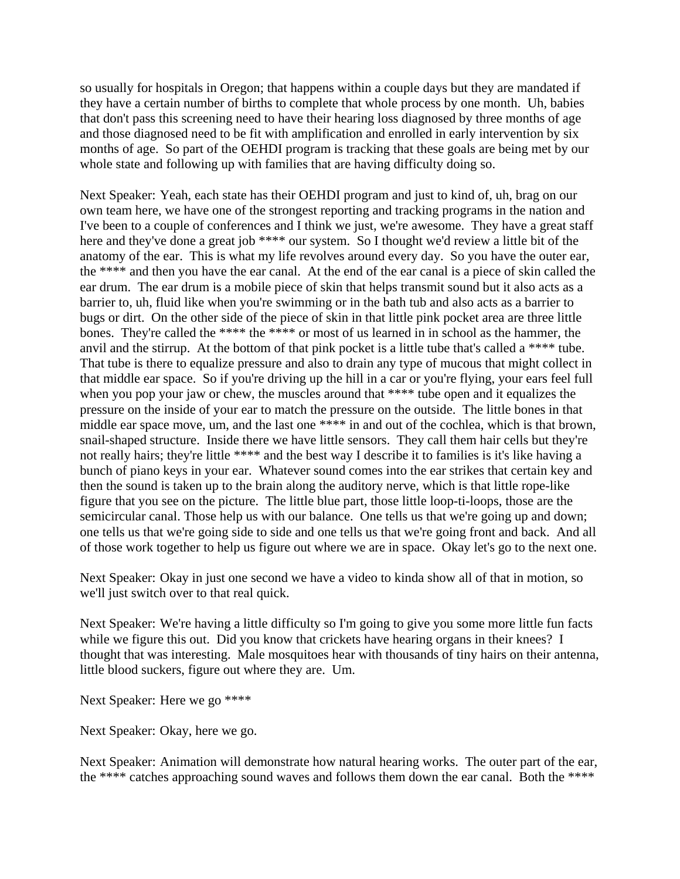so usually for hospitals in Oregon; that happens within a couple days but they are mandated if they have a certain number of births to complete that whole process by one month. Uh, babies that don't pass this screening need to have their hearing loss diagnosed by three months of age and those diagnosed need to be fit with amplification and enrolled in early intervention by six months of age. So part of the OEHDI program is tracking that these goals are being met by our whole state and following up with families that are having difficulty doing so.

Next Speaker: Yeah, each state has their OEHDI program and just to kind of, uh, brag on our own team here, we have one of the strongest reporting and tracking programs in the nation and I've been to a couple of conferences and I think we just, we're awesome. They have a great staff here and they've done a great job **** our system. So I thought we'd review a little bit of the anatomy of the ear. This is what my life revolves around every day. So you have the outer ear, the **** and then you have the ear canal. At the end of the ear canal is a piece of skin called the ear drum. The ear drum is a mobile piece of skin that helps transmit sound but it also acts as a barrier to, uh, fluid like when you're swimming or in the bath tub and also acts as a barrier to bugs or dirt. On the other side of the piece of skin in that little pink pocket area are three little bones. They're called the **** the **** or most of us learned in in school as the hammer, the anvil and the stirrup. At the bottom of that pink pocket is a little tube that's called a **** tube. That tube is there to equalize pressure and also to drain any type of mucous that might collect in that middle ear space. So if you're driving up the hill in a car or you're flying, your ears feel full when you pop your jaw or chew, the muscles around that **** tube open and it equalizes the pressure on the inside of your ear to match the pressure on the outside. The little bones in that middle ear space move, um, and the last one **** in and out of the cochlea, which is that brown, snail-shaped structure. Inside there we have little sensors. They call them hair cells but they're not really hairs; they're little **** and the best way I describe it to families is it's like having a bunch of piano keys in your ear. Whatever sound comes into the ear strikes that certain key and then the sound is taken up to the brain along the auditory nerve, which is that little rope-like figure that you see on the picture. The little blue part, those little loop-ti-loops, those are the semicircular canal. Those help us with our balance. One tells us that we're going up and down; one tells us that we're going side to side and one tells us that we're going front and back. And all of those work together to help us figure out where we are in space. Okay let's go to the next one.

Next Speaker: Okay in just one second we have a video to kinda show all of that in motion, so we'll just switch over to that real quick.

Next Speaker: We're having a little difficulty so I'm going to give you some more little fun facts while we figure this out. Did you know that crickets have hearing organs in their knees? I thought that was interesting. Male mosquitoes hear with thousands of tiny hairs on their antenna, little blood suckers, figure out where they are. Um.

Next Speaker: Here we go ****

Next Speaker: Okay, here we go.

Next Speaker: Animation will demonstrate how natural hearing works. The outer part of the ear, the **** catches approaching sound waves and follows them down the ear canal. Both the ****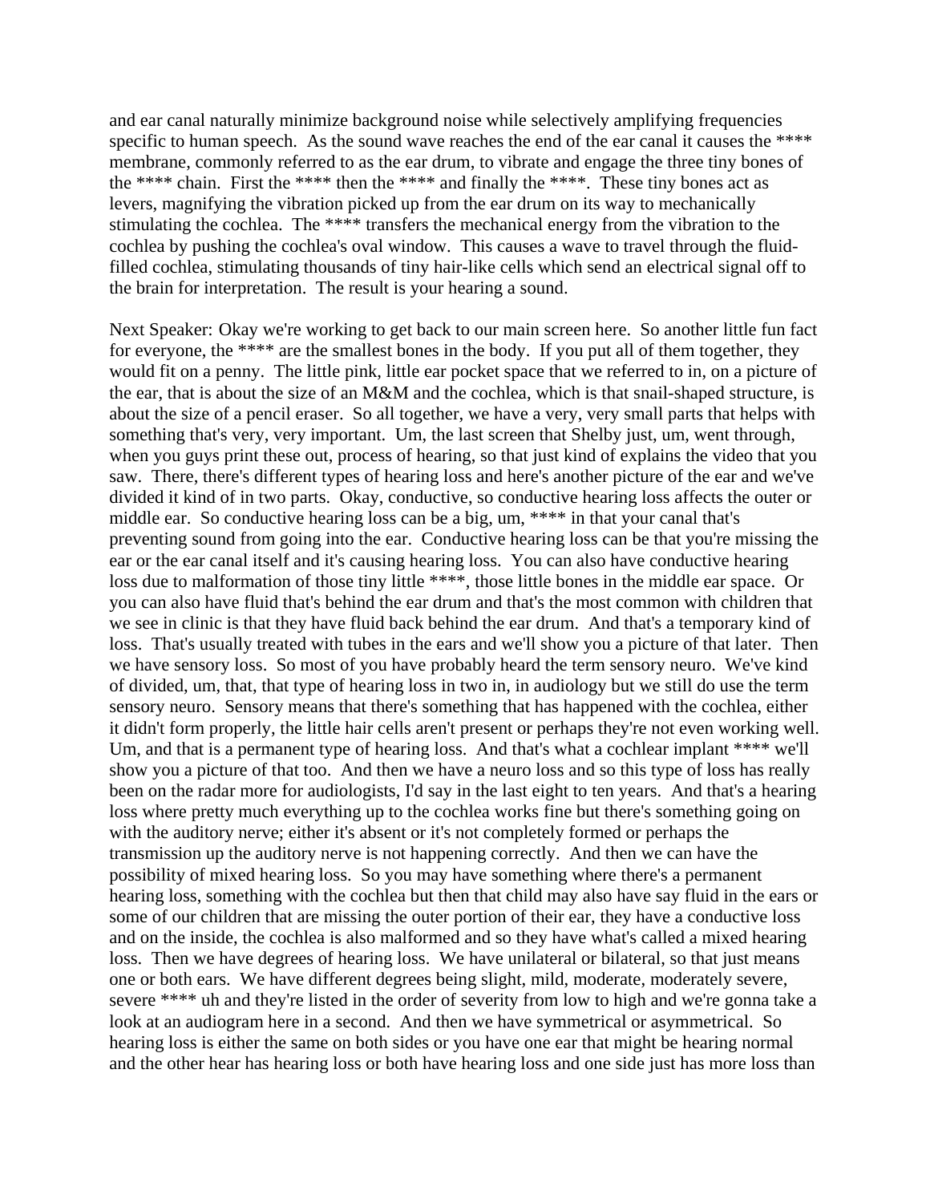and ear canal naturally minimize background noise while selectively amplifying frequencies specific to human speech. As the sound wave reaches the end of the ear canal it causes the **** membrane, commonly referred to as the ear drum, to vibrate and engage the three tiny bones of the **** chain. First the **** then the **** and finally the ****. These tiny bones act as levers, magnifying the vibration picked up from the ear drum on its way to mechanically stimulating the cochlea. The **** transfers the mechanical energy from the vibration to the cochlea by pushing the cochlea's oval window. This causes a wave to travel through the fluid-filled cochlea, stimulating thousands of tiny hair-like cells which send an electrical signal off to the brain for interpretation. The result is your hearing a sound.

Next Speaker: Okay we're working to get back to our main screen here. So another little fun fact for everyone, the **** are the smallest bones in the body. If you put all of them together, they would fit on a penny. The little pink, little ear pocket space that we referred to in, on a picture of the ear, that is about the size of an M&M and the cochlea, which is that snail-shaped structure, is about the size of a pencil eraser. So all together, we have a very, very small parts that helps with something that's very, very important. Um, the last screen that Shelby just, um, went through, when you guys print these out, process of hearing, so that just kind of explains the video that you saw. There, there's different types of hearing loss and here's another picture of the ear and we've divided it kind of in two parts. Okay, conductive, so conductive hearing loss affects the outer or middle ear. So conductive hearing loss can be a big, um, **** in that your canal that's preventing sound from going into the ear. Conductive hearing loss can be that you're missing the ear or the ear canal itself and it's causing hearing loss. You can also have conductive hearing loss due to malformation of those tiny little ****, those little bones in the middle ear space. Or you can also have fluid that's behind the ear drum and that's the most common with children that we see in clinic is that they have fluid back behind the ear drum. And that's a temporary kind of loss. That's usually treated with tubes in the ears and we'll show you a picture of that later. Then we have sensory loss. So most of you have probably heard the term sensory neuro. We've kind of divided, um, that, that type of hearing loss in two in, in audiology but we still do use the term sensory neuro. Sensory means that there's something that has happened with the cochlea, either it didn't form properly, the little hair cells aren't present or perhaps they're not even working well. Um, and that is a permanent type of hearing loss. And that's what a cochlear implant **** we'll show you a picture of that too. And then we have a neuro loss and so this type of loss has really been on the radar more for audiologists, I'd say in the last eight to ten years. And that's a hearing loss where pretty much everything up to the cochlea works fine but there's something going on with the auditory nerve; either it's absent or it's not completely formed or perhaps the transmission up the auditory nerve is not happening correctly. And then we can have the possibility of mixed hearing loss. So you may have something where there's a permanent hearing loss, something with the cochlea but then that child may also have say fluid in the ears or some of our children that are missing the outer portion of their ear, they have a conductive loss and on the inside, the cochlea is also malformed and so they have what's called a mixed hearing loss. Then we have degrees of hearing loss. We have unilateral or bilateral, so that just means one or both ears. We have different degrees being slight, mild, moderate, moderately severe, severe **** uh and they're listed in the order of severity from low to high and we're gonna take a look at an audiogram here in a second. And then we have symmetrical or asymmetrical. So hearing loss is either the same on both sides or you have one ear that might be hearing normal and the other hear has hearing loss or both have hearing loss and one side just has more loss than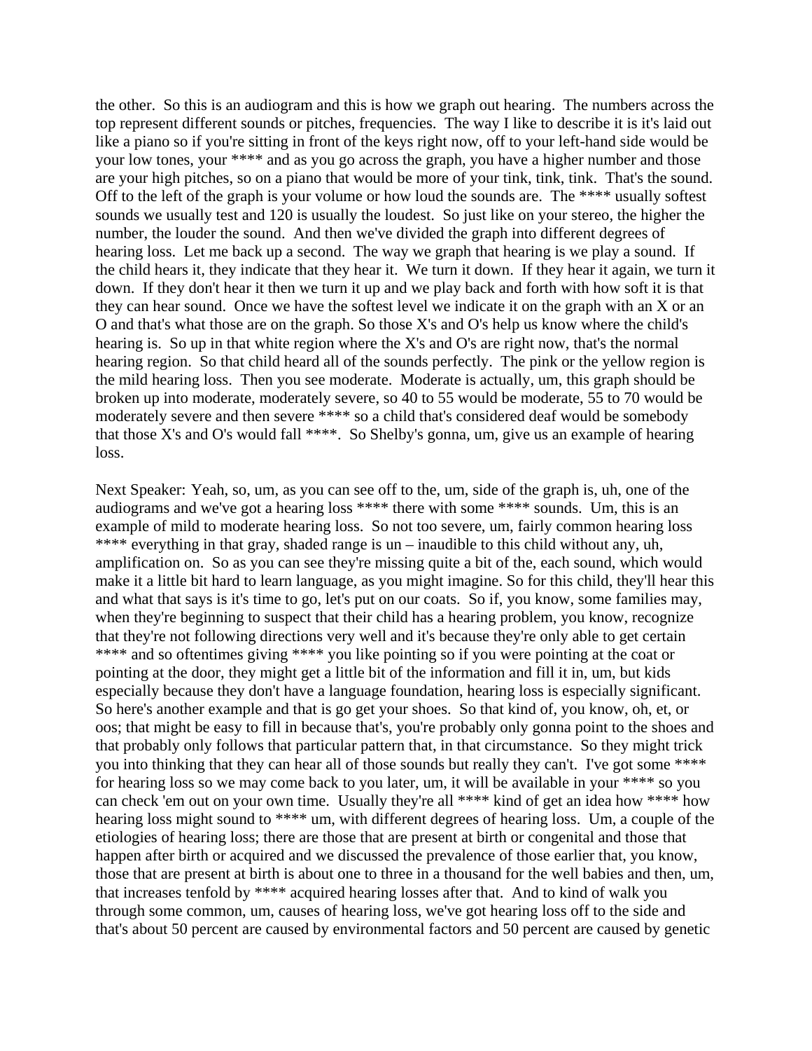the other. So this is an audiogram and this is how we graph out hearing. The numbers across the top represent different sounds or pitches, frequencies. The way I like to describe it is it's laid out like a piano so if you're sitting in front of the keys right now, off to your left-hand side would be your low tones, your **** and as you go across the graph, you have a higher number and those are your high pitches, so on a piano that would be more of your tink, tink, tink. That's the sound. Off to the left of the graph is your volume or how loud the sounds are. The **** usually softest sounds we usually test and 120 is usually the loudest. So just like on your stereo, the higher the number, the louder the sound. And then we've divided the graph into different degrees of hearing loss. Let me back up a second. The way we graph that hearing is we play a sound. If the child hears it, they indicate that they hear it. We turn it down. If they hear it again, we turn it down. If they don't hear it then we turn it up and we play back and forth with how soft it is that they can hear sound. Once we have the softest level we indicate it on the graph with an X or an O and that's what those are on the graph. So those X's and O's help us know where the child's hearing is. So up in that white region where the X's and O's are right now, that's the normal hearing region. So that child heard all of the sounds perfectly. The pink or the yellow region is the mild hearing loss. Then you see moderate. Moderate is actually, um, this graph should be broken up into moderate, moderately severe, so 40 to 55 would be moderate, 55 to 70 would be moderately severe and then severe **** so a child that's considered deaf would be somebody that those X's and O's would fall ****. So Shelby's gonna, um, give us an example of hearing loss.

Next Speaker: Yeah, so, um, as you can see off to the, um, side of the graph is, uh, one of the audiograms and we've got a hearing loss **** there with some **** sounds. Um, this is an example of mild to moderate hearing loss. So not too severe, um, fairly common hearing loss **** everything in that gray, shaded range is un – inaudible to this child without any, uh, amplification on. So as you can see they're missing quite a bit of the, each sound, which would make it a little bit hard to learn language, as you might imagine. So for this child, they'll hear this and what that says is it's time to go, let's put on our coats. So if, you know, some families may, when they're beginning to suspect that their child has a hearing problem, you know, recognize that they're not following directions very well and it's because they're only able to get certain **** and so oftentimes giving **** you like pointing so if you were pointing at the coat or pointing at the door, they might get a little bit of the information and fill it in, um, but kids especially because they don't have a language foundation, hearing loss is especially significant. So here's another example and that is go get your shoes. So that kind of, you know, oh, et, or oos; that might be easy to fill in because that's, you're probably only gonna point to the shoes and that probably only follows that particular pattern that, in that circumstance. So they might trick you into thinking that they can hear all of those sounds but really they can't. I've got some **** for hearing loss so we may come back to you later, um, it will be available in your **** so you can check 'em out on your own time. Usually they're all **** kind of get an idea how **** how hearing loss might sound to **** um, with different degrees of hearing loss. Um, a couple of the etiologies of hearing loss; there are those that are present at birth or congenital and those that happen after birth or acquired and we discussed the prevalence of those earlier that, you know, those that are present at birth is about one to three in a thousand for the well babies and then, um, that increases tenfold by **** acquired hearing losses after that. And to kind of walk you through some common, um, causes of hearing loss, we've got hearing loss off to the side and that's about 50 percent are caused by environmental factors and 50 percent are caused by genetic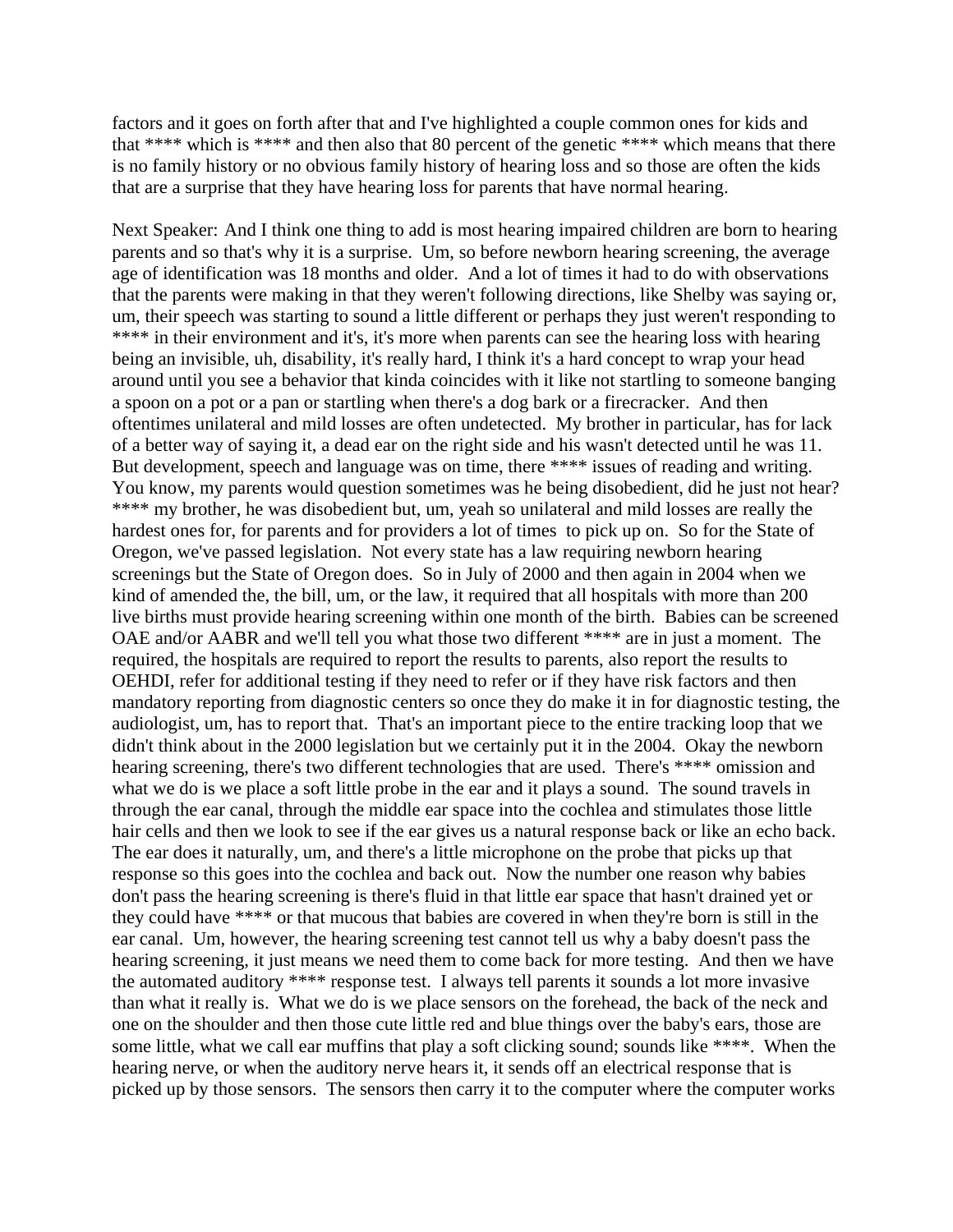factors and it goes on forth after that and I've highlighted a couple common ones for kids and that **** which is **** and then also that 80 percent of the genetic **** which means that there is no family history or no obvious family history of hearing loss and so those are often the kids that are a surprise that they have hearing loss for parents that have normal hearing.

Next Speaker: And I think one thing to add is most hearing impaired children are born to hearing parents and so that's why it is a surprise. Um, so before newborn hearing screening, the average age of identification was 18 months and older. And a lot of times it had to do with observations that the parents were making in that they weren't following directions, like Shelby was saying or, um, their speech was starting to sound a little different or perhaps they just weren't responding to **** in their environment and it's, it's more when parents can see the hearing loss with hearing being an invisible, uh, disability, it's really hard, I think it's a hard concept to wrap your head around until you see a behavior that kinda coincides with it like not startling to someone banging a spoon on a pot or a pan or startling when there's a dog bark or a firecracker. And then oftentimes unilateral and mild losses are often undetected. My brother in particular, has for lack of a better way of saying it, a dead ear on the right side and his wasn't detected until he was 11. But development, speech and language was on time, there **** issues of reading and writing. You know, my parents would question sometimes was he being disobedient, did he just not hear? **** my brother, he was disobedient but, um, yeah so unilateral and mild losses are really the hardest ones for, for parents and for providers a lot of times to pick up on. So for the State of Oregon, we've passed legislation. Not every state has a law requiring newborn hearing screenings but the State of Oregon does. So in July of 2000 and then again in 2004 when we kind of amended the, the bill, um, or the law, it required that all hospitals with more than 200 live births must provide hearing screening within one month of the birth. Babies can be screened OAE and/or AABR and we'll tell you what those two different **** are in just a moment. The required, the hospitals are required to report the results to parents, also report the results to OEHDI, refer for additional testing if they need to refer or if they have risk factors and then mandatory reporting from diagnostic centers so once they do make it in for diagnostic testing, the audiologist, um, has to report that. That's an important piece to the entire tracking loop that we didn't think about in the 2000 legislation but we certainly put it in the 2004. Okay the newborn hearing screening, there's two different technologies that are used. There's **** omission and what we do is we place a soft little probe in the ear and it plays a sound. The sound travels in through the ear canal, through the middle ear space into the cochlea and stimulates those little hair cells and then we look to see if the ear gives us a natural response back or like an echo back. The ear does it naturally, um, and there's a little microphone on the probe that picks up that response so this goes into the cochlea and back out. Now the number one reason why babies don't pass the hearing screening is there's fluid in that little ear space that hasn't drained yet or they could have **** or that mucous that babies are covered in when they're born is still in the ear canal. Um, however, the hearing screening test cannot tell us why a baby doesn't pass the hearing screening, it just means we need them to come back for more testing. And then we have the automated auditory **** response test. I always tell parents it sounds a lot more invasive than what it really is. What we do is we place sensors on the forehead, the back of the neck and one on the shoulder and then those cute little red and blue things over the baby's ears, those are some little, what we call ear muffins that play a soft clicking sound; sounds like ****. When the hearing nerve, or when the auditory nerve hears it, it sends off an electrical response that is picked up by those sensors. The sensors then carry it to the computer where the computer works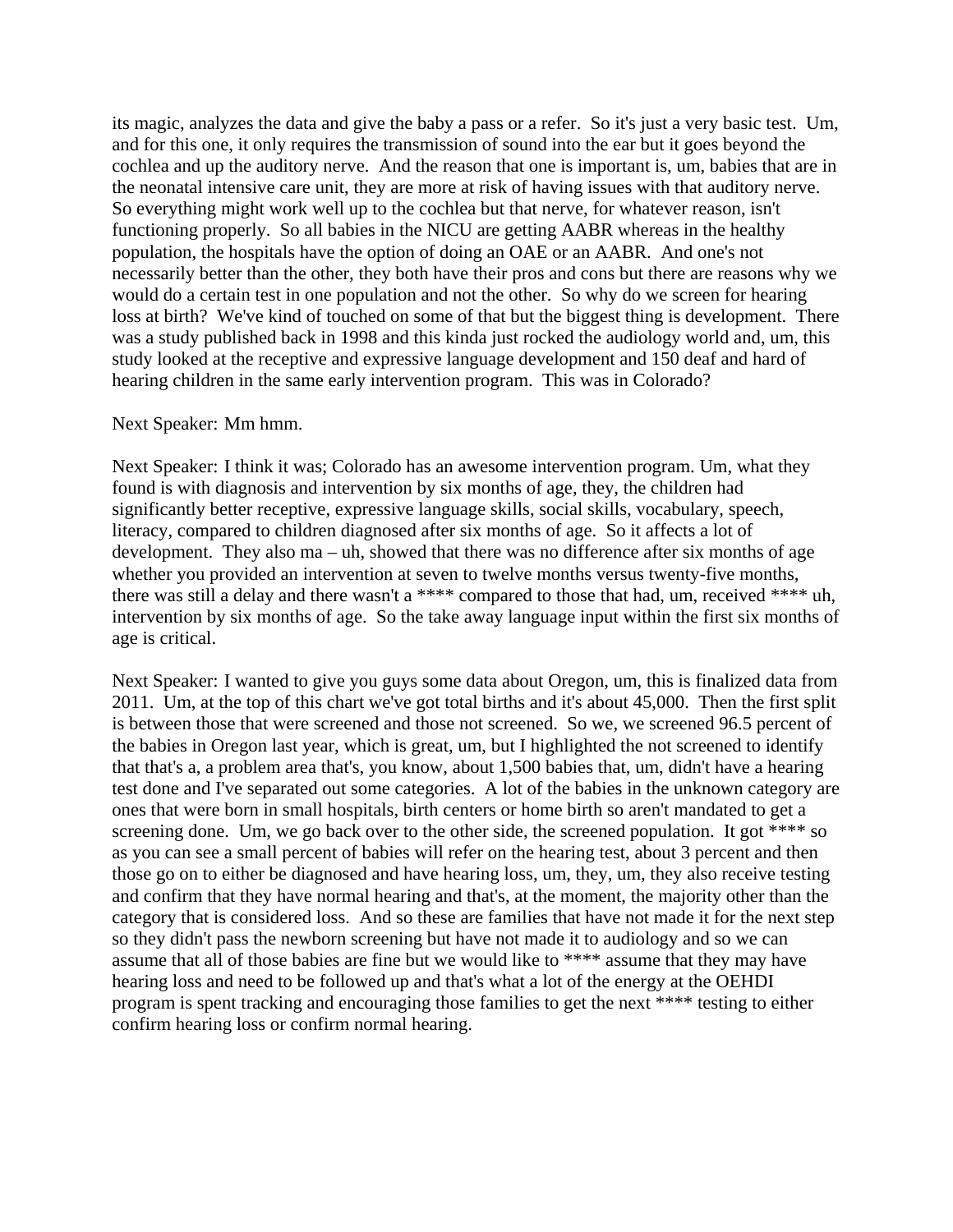its magic, analyzes the data and give the baby a pass or a refer. So it's just a very basic test. Um, and for this one, it only requires the transmission of sound into the ear but it goes beyond the cochlea and up the auditory nerve. And the reason that one is important is, um, babies that are in the neonatal intensive care unit, they are more at risk of having issues with that auditory nerve. So everything might work well up to the cochlea but that nerve, for whatever reason, isn't functioning properly. So all babies in the NICU are getting AABR whereas in the healthy population, the hospitals have the option of doing an OAE or an AABR. And one's not necessarily better than the other, they both have their pros and cons but there are reasons why we would do a certain test in one population and not the other. So why do we screen for hearing loss at birth? We've kind of touched on some of that but the biggest thing is development. There was a study published back in 1998 and this kinda just rocked the audiology world and, um, this study looked at the receptive and expressive language development and 150 deaf and hard of hearing children in the same early intervention program. This was in Colorado?

Next Speaker: Mm hmm.

Next Speaker: I think it was; Colorado has an awesome intervention program. Um, what they found is with diagnosis and intervention by six months of age, they, the children had significantly better receptive, expressive language skills, social skills, vocabulary, speech, literacy, compared to children diagnosed after six months of age. So it affects a lot of development. They also ma – uh, showed that there was no difference after six months of age whether you provided an intervention at seven to twelve months versus twenty-five months, there was still a delay and there wasn't a **** compared to those that had, um, received **** uh, intervention by six months of age. So the take away language input within the first six months of age is critical.

Next Speaker: I wanted to give you guys some data about Oregon, um, this is finalized data from 2011. Um, at the top of this chart we've got total births and it's about 45,000. Then the first split is between those that were screened and those not screened. So we, we screened 96.5 percent of the babies in Oregon last year, which is great, um, but I highlighted the not screened to identify that that's a, a problem area that's, you know, about 1,500 babies that, um, didn't have a hearing test done and I've separated out some categories. A lot of the babies in the unknown category are ones that were born in small hospitals, birth centers or home birth so aren't mandated to get a screening done. Um, we go back over to the other side, the screened population. It got **** so as you can see a small percent of babies will refer on the hearing test, about 3 percent and then those go on to either be diagnosed and have hearing loss, um, they, um, they also receive testing and confirm that they have normal hearing and that's, at the moment, the majority other than the category that is considered loss. And so these are families that have not made it for the next step so they didn't pass the newborn screening but have not made it to audiology and so we can assume that all of those babies are fine but we would like to **** assume that they may have hearing loss and need to be followed up and that's what a lot of the energy at the OEHDI program is spent tracking and encouraging those families to get the next **** testing to either confirm hearing loss or confirm normal hearing.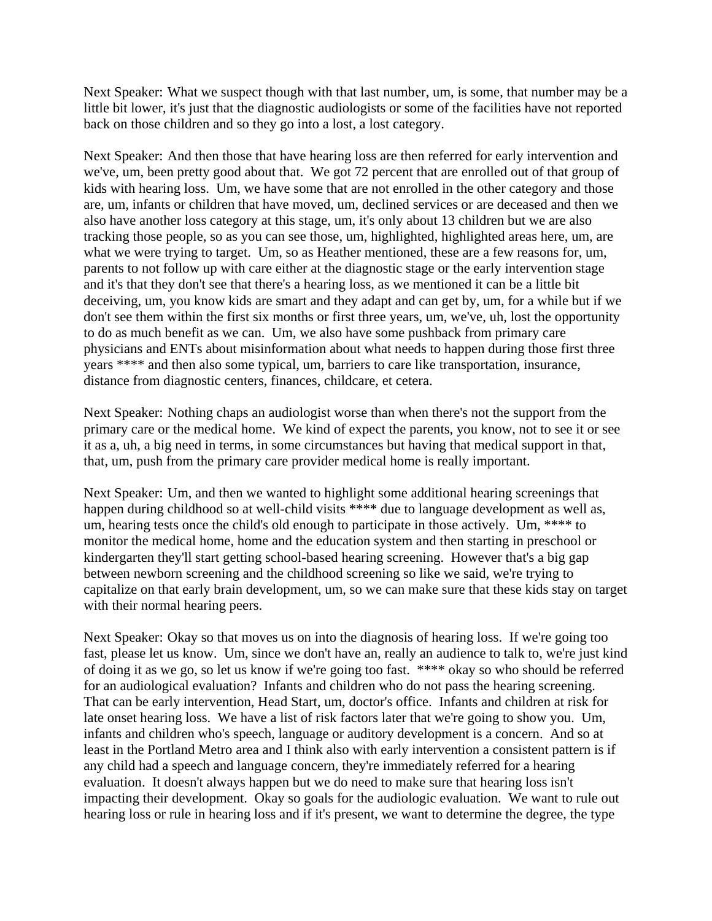Next Speaker: What we suspect though with that last number, um, is some, that number may be a little bit lower, it's just that the diagnostic audiologists or some of the facilities have not reported back on those children and so they go into a lost, a lost category.

Next Speaker: And then those that have hearing loss are then referred for early intervention and we've, um, been pretty good about that. We got 72 percent that are enrolled out of that group of kids with hearing loss. Um, we have some that are not enrolled in the other category and those are, um, infants or children that have moved, um, declined services or are deceased and then we also have another loss category at this stage, um, it's only about 13 children but we are also tracking those people, so as you can see those, um, highlighted, highlighted areas here, um, are what we were trying to target. Um, so as Heather mentioned, these are a few reasons for, um, parents to not follow up with care either at the diagnostic stage or the early intervention stage and it's that they don't see that there's a hearing loss, as we mentioned it can be a little bit deceiving, um, you know kids are smart and they adapt and can get by, um, for a while but if we don't see them within the first six months or first three years, um, we've, uh, lost the opportunity to do as much benefit as we can. Um, we also have some pushback from primary care physicians and ENTs about misinformation about what needs to happen during those first three years **** and then also some typical, um, barriers to care like transportation, insurance, distance from diagnostic centers, finances, childcare, et cetera.

Next Speaker: Nothing chaps an audiologist worse than when there's not the support from the primary care or the medical home. We kind of expect the parents, you know, not to see it or see it as a, uh, a big need in terms, in some circumstances but having that medical support in that, that, um, push from the primary care provider medical home is really important.

Next Speaker: Um, and then we wanted to highlight some additional hearing screenings that happen during childhood so at well-child visits **** due to language development as well as, um, hearing tests once the child's old enough to participate in those actively. Um, **** to monitor the medical home, home and the education system and then starting in preschool or kindergarten they'll start getting school-based hearing screening. However that's a big gap between newborn screening and the childhood screening so like we said, we're trying to capitalize on that early brain development, um, so we can make sure that these kids stay on target with their normal hearing peers.

Next Speaker: Okay so that moves us on into the diagnosis of hearing loss. If we're going too fast, please let us know. Um, since we don't have an, really an audience to talk to, we're just kind of doing it as we go, so let us know if we're going too fast. **** okay so who should be referred for an audiological evaluation? Infants and children who do not pass the hearing screening. That can be early intervention, Head Start, um, doctor's office. Infants and children at risk for late onset hearing loss. We have a list of risk factors later that we're going to show you. Um, infants and children who's speech, language or auditory development is a concern. And so at least in the Portland Metro area and I think also with early intervention a consistent pattern is if any child had a speech and language concern, they're immediately referred for a hearing evaluation. It doesn't always happen but we do need to make sure that hearing loss isn't impacting their development. Okay so goals for the audiologic evaluation. We want to rule out hearing loss or rule in hearing loss and if it's present, we want to determine the degree, the type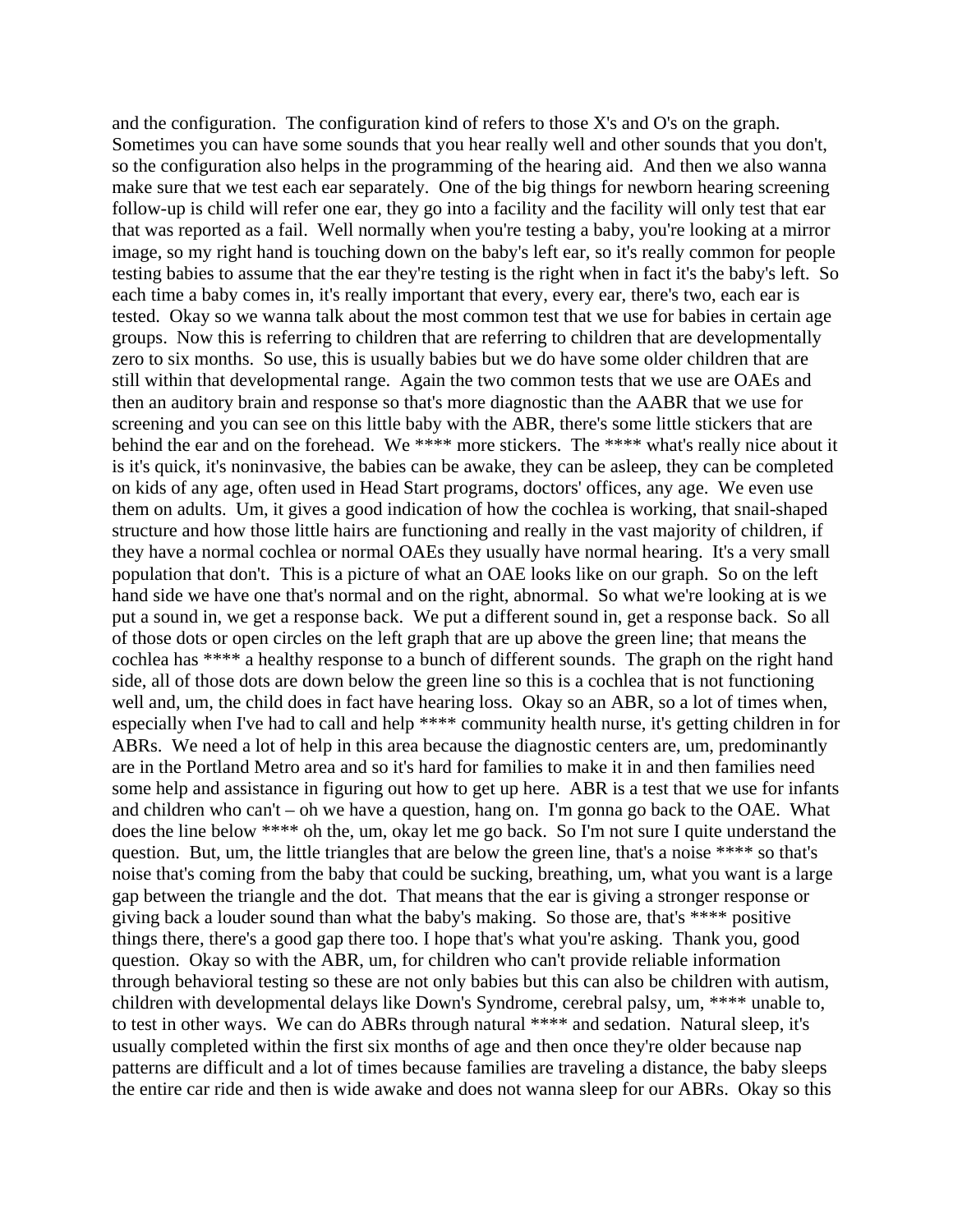and the configuration. The configuration kind of refers to those X's and O's on the graph. Sometimes you can have some sounds that you hear really well and other sounds that you don't, so the configuration also helps in the programming of the hearing aid. And then we also wanna make sure that we test each ear separately. One of the big things for newborn hearing screening follow-up is child will refer one ear, they go into a facility and the facility will only test that ear that was reported as a fail. Well normally when you're testing a baby, you're looking at a mirror image, so my right hand is touching down on the baby's left ear, so it's really common for people testing babies to assume that the ear they're testing is the right when in fact it's the baby's left. So each time a baby comes in, it's really important that every, every ear, there's two, each ear is tested. Okay so we wanna talk about the most common test that we use for babies in certain age groups. Now this is referring to children that are referring to children that are developmentally zero to six months. So use, this is usually babies but we do have some older children that are still within that developmental range. Again the two common tests that we use are OAEs and then an auditory brain and response so that's more diagnostic than the AABR that we use for screening and you can see on this little baby with the ABR, there's some little stickers that are behind the ear and on the forehead. We **** more stickers. The **** what's really nice about it is it's quick, it's noninvasive, the babies can be awake, they can be asleep, they can be completed on kids of any age, often used in Head Start programs, doctors' offices, any age. We even use them on adults. Um, it gives a good indication of how the cochlea is working, that snail-shaped structure and how those little hairs are functioning and really in the vast majority of children, if they have a normal cochlea or normal OAEs they usually have normal hearing. It's a very small population that don't. This is a picture of what an OAE looks like on our graph. So on the left hand side we have one that's normal and on the right, abnormal. So what we're looking at is we put a sound in, we get a response back. We put a different sound in, get a response back. So all of those dots or open circles on the left graph that are up above the green line; that means the cochlea has **** a healthy response to a bunch of different sounds. The graph on the right hand side, all of those dots are down below the green line so this is a cochlea that is not functioning well and, um, the child does in fact have hearing loss. Okay so an ABR, so a lot of times when, especially when I've had to call and help **** community health nurse, it's getting children in for ABRs. We need a lot of help in this area because the diagnostic centers are, um, predominantly are in the Portland Metro area and so it's hard for families to make it in and then families need some help and assistance in figuring out how to get up here. ABR is a test that we use for infants and children who can't – oh we have a question, hang on. I'm gonna go back to the OAE. What does the line below **** oh the, um, okay let me go back. So I'm not sure I quite understand the question. But, um, the little triangles that are below the green line, that's a noise **** so that's noise that's coming from the baby that could be sucking, breathing, um, what you want is a large gap between the triangle and the dot. That means that the ear is giving a stronger response or giving back a louder sound than what the baby's making. So those are, that's **** positive things there, there's a good gap there too. I hope that's what you're asking. Thank you, good question. Okay so with the ABR, um, for children who can't provide reliable information through behavioral testing so these are not only babies but this can also be children with autism, children with developmental delays like Down's Syndrome, cerebral palsy, um, **** unable to, to test in other ways. We can do ABRs through natural **** and sedation. Natural sleep, it's usually completed within the first six months of age and then once they're older because nap patterns are difficult and a lot of times because families are traveling a distance, the baby sleeps the entire car ride and then is wide awake and does not wanna sleep for our ABRs. Okay so this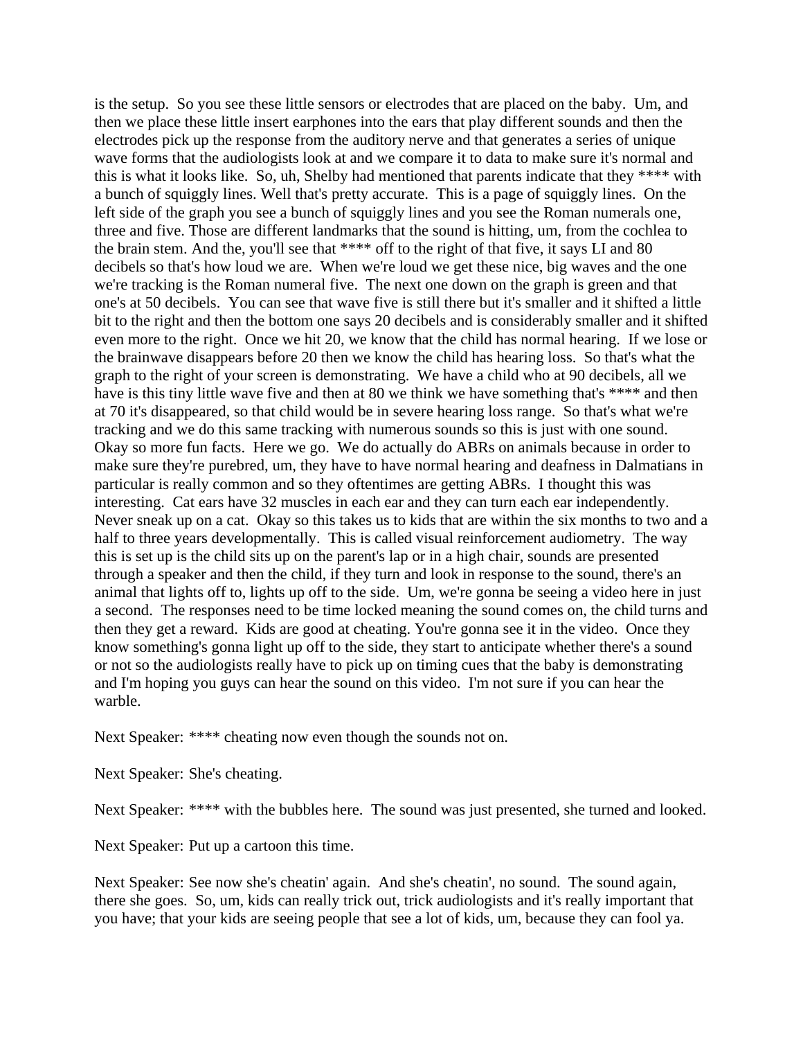is the setup. So you see these little sensors or electrodes that are placed on the baby. Um, and then we place these little insert earphones into the ears that play different sounds and then the electrodes pick up the response from the auditory nerve and that generates a series of unique wave forms that the audiologists look at and we compare it to data to make sure it's normal and this is what it looks like. So, uh, Shelby had mentioned that parents indicate that they **** with a bunch of squiggly lines. Well that's pretty accurate. This is a page of squiggly lines. On the left side of the graph you see a bunch of squiggly lines and you see the Roman numerals one, three and five. Those are different landmarks that the sound is hitting, um, from the cochlea to the brain stem. And the, you'll see that **** off to the right of that five, it says LI and 80 decibels so that's how loud we are. When we're loud we get these nice, big waves and the one we're tracking is the Roman numeral five. The next one down on the graph is green and that one's at 50 decibels. You can see that wave five is still there but it's smaller and it shifted a little bit to the right and then the bottom one says 20 decibels and is considerably smaller and it shifted even more to the right. Once we hit 20, we know that the child has normal hearing. If we lose or the brainwave disappears before 20 then we know the child has hearing loss. So that's what the graph to the right of your screen is demonstrating. We have a child who at 90 decibels, all we have is this tiny little wave five and then at 80 we think we have something that's **** and then at 70 it's disappeared, so that child would be in severe hearing loss range. So that's what we're tracking and we do this same tracking with numerous sounds so this is just with one sound. Okay so more fun facts. Here we go. We do actually do ABRs on animals because in order to make sure they're purebred, um, they have to have normal hearing and deafness in Dalmatians in particular is really common and so they oftentimes are getting ABRs. I thought this was interesting. Cat ears have 32 muscles in each ear and they can turn each ear independently. Never sneak up on a cat. Okay so this takes us to kids that are within the six months to two and a half to three years developmentally. This is called visual reinforcement audiometry. The way this is set up is the child sits up on the parent's lap or in a high chair, sounds are presented through a speaker and then the child, if they turn and look in response to the sound, there's an animal that lights off to, lights up off to the side. Um, we're gonna be seeing a video here in just a second. The responses need to be time locked meaning the sound comes on, the child turns and then they get a reward. Kids are good at cheating. You're gonna see it in the video. Once they know something's gonna light up off to the side, they start to anticipate whether there's a sound or not so the audiologists really have to pick up on timing cues that the baby is demonstrating and I'm hoping you guys can hear the sound on this video. I'm not sure if you can hear the warble.

Next Speaker: **** cheating now even though the sounds not on.

Next Speaker: She's cheating.

Next Speaker: **** with the bubbles here. The sound was just presented, she turned and looked.

Next Speaker: Put up a cartoon this time.

Next Speaker: See now she's cheatin' again. And she's cheatin', no sound. The sound again, there she goes. So, um, kids can really trick out, trick audiologists and it's really important that you have; that your kids are seeing people that see a lot of kids, um, because they can fool ya.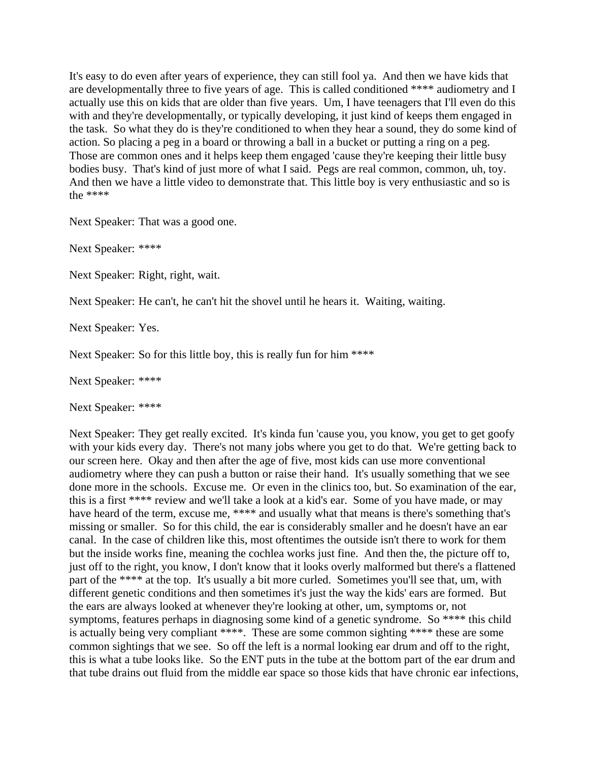It's easy to do even after years of experience, they can still fool ya. And then we have kids that are developmentally three to five years of age. This is called conditioned **** audiometry and I actually use this on kids that are older than five years. Um, I have teenagers that I'll even do this with and they're developmentally, or typically developing, it just kind of keeps them engaged in the task. So what they do is they're conditioned to when they hear a sound, they do some kind of action. So placing a peg in a board or throwing a ball in a bucket or putting a ring on a peg. Those are common ones and it helps keep them engaged 'cause they're keeping their little busy bodies busy. That's kind of just more of what I said. Pegs are real common, common, uh, toy. And then we have a little video to demonstrate that. This little boy is very enthusiastic and so is the ****

Next Speaker: That was a good one.

Next Speaker: ****

Next Speaker: Right, right, wait.

Next Speaker: He can't, he can't hit the shovel until he hears it. Waiting, waiting.

Next Speaker: Yes.

Next Speaker: So for this little boy, this is really fun for him ****

Next Speaker: ****

Next Speaker: ****

Next Speaker: They get really excited. It's kinda fun 'cause you, you know, you get to get goofy with your kids every day. There's not many jobs where you get to do that. We're getting back to our screen here. Okay and then after the age of five, most kids can use more conventional audiometry where they can push a button or raise their hand. It's usually something that we see done more in the schools. Excuse me. Or even in the clinics too, but. So examination of the ear, this is a first **** review and we'll take a look at a kid's ear. Some of you have made, or may have heard of the term, excuse me, **** and usually what that means is there's something that's missing or smaller. So for this child, the ear is considerably smaller and he doesn't have an ear canal. In the case of children like this, most oftentimes the outside isn't there to work for them but the inside works fine, meaning the cochlea works just fine. And then the, the picture off to, just off to the right, you know, I don't know that it looks overly malformed but there's a flattened part of the **** at the top. It's usually a bit more curled. Sometimes you'll see that, um, with different genetic conditions and then sometimes it's just the way the kids' ears are formed. But the ears are always looked at whenever they're looking at other, um, symptoms or, not symptoms, features perhaps in diagnosing some kind of a genetic syndrome. So **** this child is actually being very compliant ****. These are some common sighting **** these are some common sightings that we see. So off the left is a normal looking ear drum and off to the right, this is what a tube looks like. So the ENT puts in the tube at the bottom part of the ear drum and that tube drains out fluid from the middle ear space so those kids that have chronic ear infections,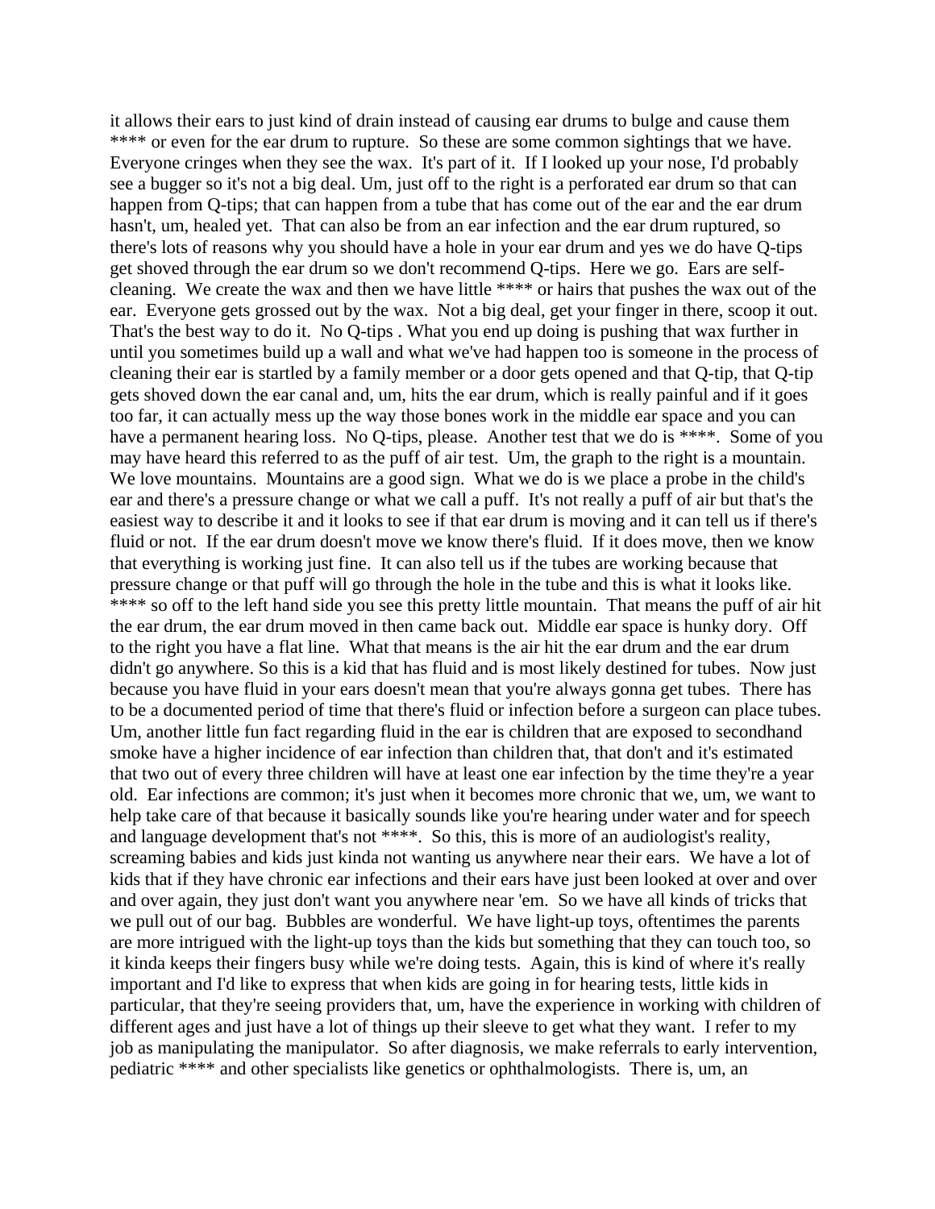it allows their ears to just kind of drain instead of causing ear drums to bulge and cause them **** or even for the ear drum to rupture. So these are some common sightings that we have. Everyone cringes when they see the wax. It's part of it. If I looked up your nose, I'd probably see a bugger so it's not a big deal. Um, just off to the right is a perforated ear drum so that can happen from Q-tips; that can happen from a tube that has come out of the ear and the ear drum hasn't, um, healed yet. That can also be from an ear infection and the ear drum ruptured, so there's lots of reasons why you should have a hole in your ear drum and yes we do have Q-tips get shoved through the ear drum so we don't recommend Q-tips. Here we go. Ears are self-cleaning. We create the wax and then we have little **** or hairs that pushes the wax out of the ear. Everyone gets grossed out by the wax. Not a big deal, get your finger in there, scoop it out. That's the best way to do it. No Q-tips . What you end up doing is pushing that wax further in until you sometimes build up a wall and what we've had happen too is someone in the process of cleaning their ear is startled by a family member or a door gets opened and that Q-tip, that Q-tip gets shoved down the ear canal and, um, hits the ear drum, which is really painful and if it goes too far, it can actually mess up the way those bones work in the middle ear space and you can have a permanent hearing loss. No Q-tips, please. Another test that we do is ****. Some of you may have heard this referred to as the puff of air test. Um, the graph to the right is a mountain. We love mountains. Mountains are a good sign. What we do is we place a probe in the child's ear and there's a pressure change or what we call a puff. It's not really a puff of air but that's the easiest way to describe it and it looks to see if that ear drum is moving and it can tell us if there's fluid or not. If the ear drum doesn't move we know there's fluid. If it does move, then we know that everything is working just fine. It can also tell us if the tubes are working because that pressure change or that puff will go through the hole in the tube and this is what it looks like. **** so off to the left hand side you see this pretty little mountain. That means the puff of air hit the ear drum, the ear drum moved in then came back out. Middle ear space is hunky dory. Off to the right you have a flat line. What that means is the air hit the ear drum and the ear drum didn't go anywhere. So this is a kid that has fluid and is most likely destined for tubes. Now just because you have fluid in your ears doesn't mean that you're always gonna get tubes. There has to be a documented period of time that there's fluid or infection before a surgeon can place tubes. Um, another little fun fact regarding fluid in the ear is children that are exposed to secondhand smoke have a higher incidence of ear infection than children that, that don't and it's estimated that two out of every three children will have at least one ear infection by the time they're a year old. Ear infections are common; it's just when it becomes more chronic that we, um, we want to help take care of that because it basically sounds like you're hearing under water and for speech and language development that's not ****. So this, this is more of an audiologist's reality, screaming babies and kids just kinda not wanting us anywhere near their ears. We have a lot of kids that if they have chronic ear infections and their ears have just been looked at over and over and over again, they just don't want you anywhere near 'em. So we have all kinds of tricks that we pull out of our bag. Bubbles are wonderful. We have light-up toys, oftentimes the parents are more intrigued with the light-up toys than the kids but something that they can touch too, so it kinda keeps their fingers busy while we're doing tests. Again, this is kind of where it's really important and I'd like to express that when kids are going in for hearing tests, little kids in particular, that they're seeing providers that, um, have the experience in working with children of different ages and just have a lot of things up their sleeve to get what they want. I refer to my job as manipulating the manipulator. So after diagnosis, we make referrals to early intervention, pediatric **** and other specialists like genetics or ophthalmologists. There is, um, an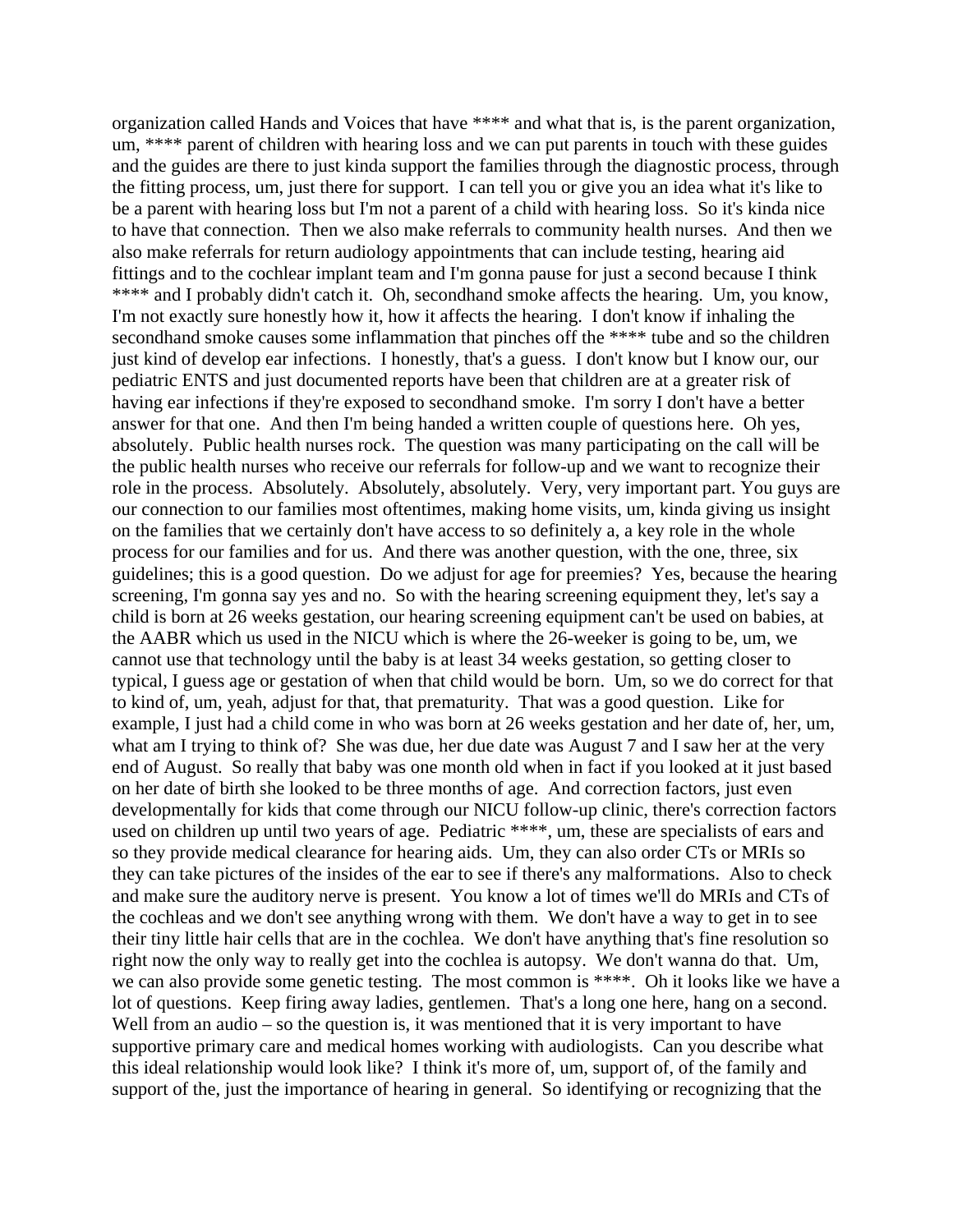organization called Hands and Voices that have **** and what that is, is the parent organization, um, **** parent of children with hearing loss and we can put parents in touch with these guides and the guides are there to just kinda support the families through the diagnostic process, through the fitting process, um, just there for support. I can tell you or give you an idea what it's like to be a parent with hearing loss but I'm not a parent of a child with hearing loss. So it's kinda nice to have that connection. Then we also make referrals to community health nurses. And then we also make referrals for return audiology appointments that can include testing, hearing aid fittings and to the cochlear implant team and I'm gonna pause for just a second because I think **** and I probably didn't catch it. Oh, secondhand smoke affects the hearing. Um, you know, I'm not exactly sure honestly how it, how it affects the hearing. I don't know if inhaling the secondhand smoke causes some inflammation that pinches off the **** tube and so the children just kind of develop ear infections. I honestly, that's a guess. I don't know but I know our, our pediatric ENTS and just documented reports have been that children are at a greater risk of having ear infections if they're exposed to secondhand smoke. I'm sorry I don't have a better answer for that one. And then I'm being handed a written couple of questions here. Oh yes, absolutely. Public health nurses rock. The question was many participating on the call will be the public health nurses who receive our referrals for follow-up and we want to recognize their role in the process. Absolutely. Absolutely, absolutely. Very, very important part. You guys are our connection to our families most oftentimes, making home visits, um, kinda giving us insight on the families that we certainly don't have access to so definitely a, a key role in the whole process for our families and for us. And there was another question, with the one, three, six guidelines; this is a good question. Do we adjust for age for preemies? Yes, because the hearing screening, I'm gonna say yes and no. So with the hearing screening equipment they, let's say a child is born at 26 weeks gestation, our hearing screening equipment can't be used on babies, at the AABR which us used in the NICU which is where the 26-weeker is going to be, um, we cannot use that technology until the baby is at least 34 weeks gestation, so getting closer to typical, I guess age or gestation of when that child would be born. Um, so we do correct for that to kind of, um, yeah, adjust for that, that prematurity. That was a good question. Like for example, I just had a child come in who was born at 26 weeks gestation and her date of, her, um, what am I trying to think of? She was due, her due date was August 7 and I saw her at the very end of August. So really that baby was one month old when in fact if you looked at it just based on her date of birth she looked to be three months of age. And correction factors, just even developmentally for kids that come through our NICU follow-up clinic, there's correction factors used on children up until two years of age. Pediatric ****, um, these are specialists of ears and so they provide medical clearance for hearing aids. Um, they can also order CTs or MRIs so they can take pictures of the insides of the ear to see if there's any malformations. Also to check and make sure the auditory nerve is present. You know a lot of times we'll do MRIs and CTs of the cochleas and we don't see anything wrong with them. We don't have a way to get in to see their tiny little hair cells that are in the cochlea. We don't have anything that's fine resolution so right now the only way to really get into the cochlea is autopsy. We don't wanna do that. Um, we can also provide some genetic testing. The most common is ****. Oh it looks like we have a lot of questions. Keep firing away ladies, gentlemen. That's a long one here, hang on a second. Well from an audio – so the question is, it was mentioned that it is very important to have supportive primary care and medical homes working with audiologists. Can you describe what this ideal relationship would look like? I think it's more of, um, support of, of the family and support of the, just the importance of hearing in general. So identifying or recognizing that the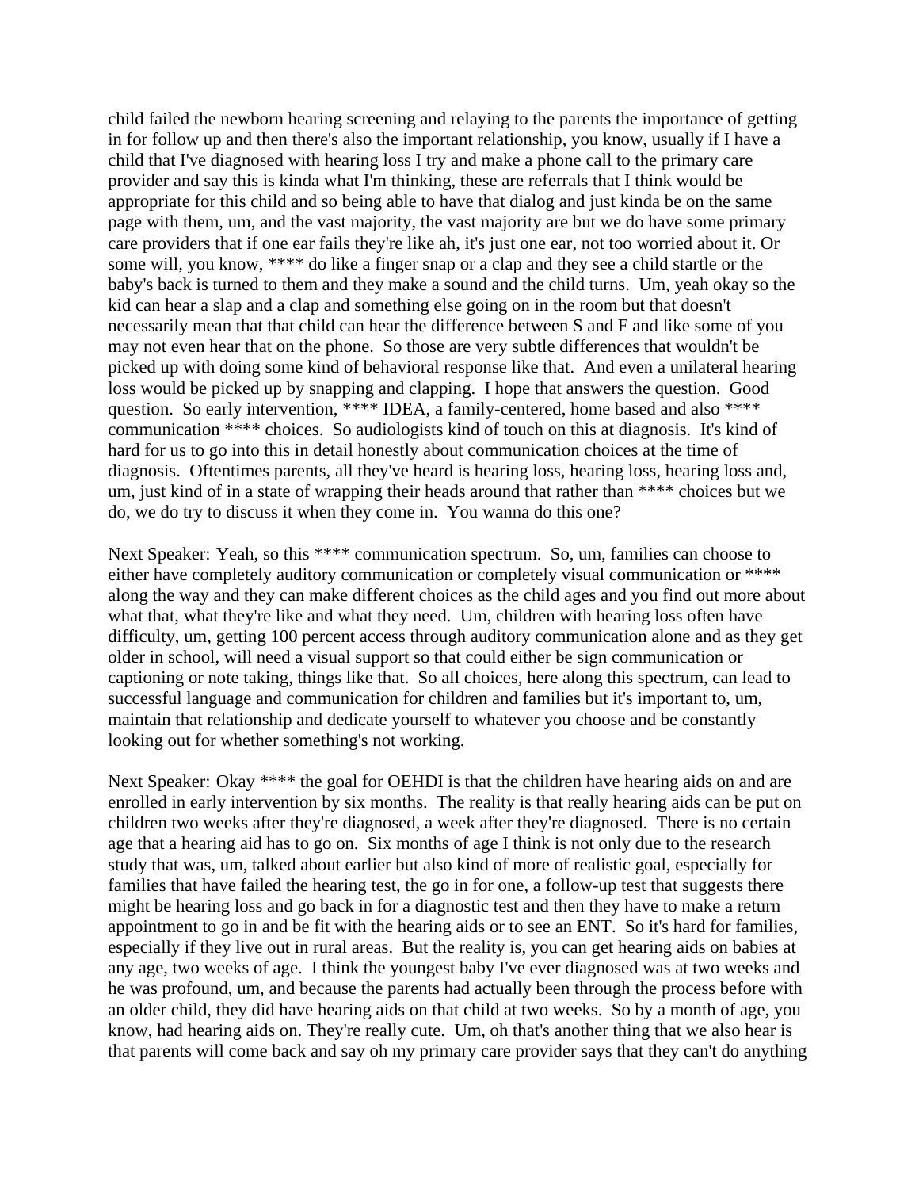child failed the newborn hearing screening and relaying to the parents the importance of getting in for follow up and then there's also the important relationship, you know, usually if I have a child that I've diagnosed with hearing loss I try and make a phone call to the primary care provider and say this is kinda what I'm thinking, these are referrals that I think would be appropriate for this child and so being able to have that dialog and just kinda be on the same page with them, um, and the vast majority, the vast majority are but we do have some primary care providers that if one ear fails they're like ah, it's just one ear, not too worried about it. Or some will, you know, **** do like a finger snap or a clap and they see a child startle or the baby's back is turned to them and they make a sound and the child turns.  Um, yeah okay so the kid can hear a slap and a clap and something else going on in the room but that doesn't necessarily mean that that child can hear the difference between S and F and like some of you may not even hear that on the phone.  So those are very subtle differences that wouldn't be picked up with doing some kind of behavioral response like that.  And even a unilateral hearing loss would be picked up by snapping and clapping.  I hope that answers the question.  Good question.  So early intervention, **** IDEA, a family-centered, home based and also **** communication **** choices.  So audiologists kind of touch on this at diagnosis.  It's kind of hard for us to go into this in detail honestly about communication choices at the time of diagnosis.  Oftentimes parents, all they've heard is hearing loss, hearing loss, hearing loss and, um, just kind of in a state of wrapping their heads around that rather than **** choices but we do, we do try to discuss it when they come in.  You wanna do this one?

Next Speaker: Yeah, so this **** communication spectrum.  So, um, families can choose to either have completely auditory communication or completely visual communication or **** along the way and they can make different choices as the child ages and you find out more about what that, what they're like and what they need.  Um, children with hearing loss often have difficulty, um, getting 100 percent access through auditory communication alone and as they get older in school, will need a visual support so that could either be sign communication or captioning or note taking, things like that.  So all choices, here along this spectrum, can lead to successful language and communication for children and families but it's important to, um, maintain that relationship and dedicate yourself to whatever you choose and be constantly looking out for whether something's not working.

Next Speaker: Okay **** the goal for OEHDI is that the children have hearing aids on and are enrolled in early intervention by six months.  The reality is that really hearing aids can be put on children two weeks after they're diagnosed, a week after they're diagnosed.  There is no certain age that a hearing aid has to go on.  Six months of age I think is not only due to the research study that was, um, talked about earlier but also kind of more of realistic goal, especially for families that have failed the hearing test, the go in for one, a follow-up test that suggests there might be hearing loss and go back in for a diagnostic test and then they have to make a return appointment to go in and be fit with the hearing aids or to see an ENT.  So it's hard for families, especially if they live out in rural areas.  But the reality is, you can get hearing aids on babies at any age, two weeks of age.  I think the youngest baby I've ever diagnosed was at two weeks and he was profound, um, and because the parents had actually been through the process before with an older child, they did have hearing aids on that child at two weeks.  So by a month of age, you know, had hearing aids on. They're really cute.  Um, oh that's another thing that we also hear is that parents will come back and say oh my primary care provider says that they can't do anything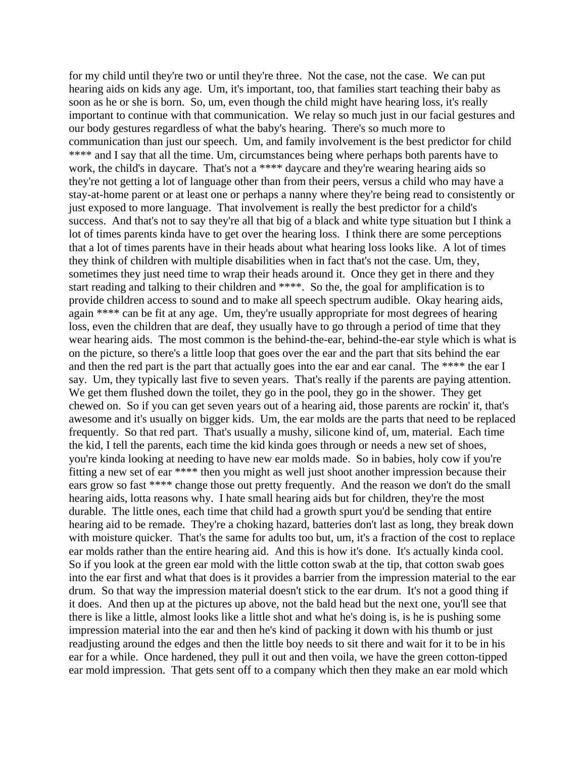for my child until they're two or until they're three. Not the case, not the case. We can put hearing aids on kids any age. Um, it's important, too, that families start teaching their baby as soon as he or she is born. So, um, even though the child might have hearing loss, it's really important to continue with that communication. We relay so much just in our facial gestures and our body gestures regardless of what the baby's hearing. There's so much more to communication than just our speech. Um, and family involvement is the best predictor for child **** and I say that all the time. Um, circumstances being where perhaps both parents have to work, the child's in daycare. That's not a **** daycare and they're wearing hearing aids so they're not getting a lot of language other than from their peers, versus a child who may have a stay-at-home parent or at least one or perhaps a nanny where they're being read to consistently or just exposed to more language. That involvement is really the best predictor for a child's success. And that's not to say they're all that big of a black and white type situation but I think a lot of times parents kinda have to get over the hearing loss. I think there are some perceptions that a lot of times parents have in their heads about what hearing loss looks like. A lot of times they think of children with multiple disabilities when in fact that's not the case. Um, they, sometimes they just need time to wrap their heads around it. Once they get in there and they start reading and talking to their children and ****. So the, the goal for amplification is to provide children access to sound and to make all speech spectrum audible. Okay hearing aids, again **** can be fit at any age. Um, they're usually appropriate for most degrees of hearing loss, even the children that are deaf, they usually have to go through a period of time that they wear hearing aids. The most common is the behind-the-ear, behind-the-ear style which is what is on the picture, so there's a little loop that goes over the ear and the part that sits behind the ear and then the red part is the part that actually goes into the ear and ear canal. The **** the ear I say. Um, they typically last five to seven years. That's really if the parents are paying attention. We get them flushed down the toilet, they go in the pool, they go in the shower. They get chewed on. So if you can get seven years out of a hearing aid, those parents are rockin' it, that's awesome and it's usually on bigger kids. Um, the ear molds are the parts that need to be replaced frequently. So that red part. That's usually a mushy, silicone kind of, um, material. Each time the kid, I tell the parents, each time the kid kinda goes through or needs a new set of shoes, you're kinda looking at needing to have new ear molds made. So in babies, holy cow if you're fitting a new set of ear **** then you might as well just shoot another impression because their ears grow so fast **** change those out pretty frequently. And the reason we don't do the small hearing aids, lotta reasons why. I hate small hearing aids but for children, they're the most durable. The little ones, each time that child had a growth spurt you'd be sending that entire hearing aid to be remade. They're a choking hazard, batteries don't last as long, they break down with moisture quicker. That's the same for adults too but, um, it's a fraction of the cost to replace ear molds rather than the entire hearing aid. And this is how it's done. It's actually kinda cool. So if you look at the green ear mold with the little cotton swab at the tip, that cotton swab goes into the ear first and what that does is it provides a barrier from the impression material to the ear drum. So that way the impression material doesn't stick to the ear drum. It's not a good thing if it does. And then up at the pictures up above, not the bald head but the next one, you'll see that there is like a little, almost looks like a little shot and what he's doing is, is he is pushing some impression material into the ear and then he's kind of packing it down with his thumb or just readjusting around the edges and then the little boy needs to sit there and wait for it to be in his ear for a while. Once hardened, they pull it out and then voila, we have the green cotton-tipped ear mold impression. That gets sent off to a company which then they make an ear mold which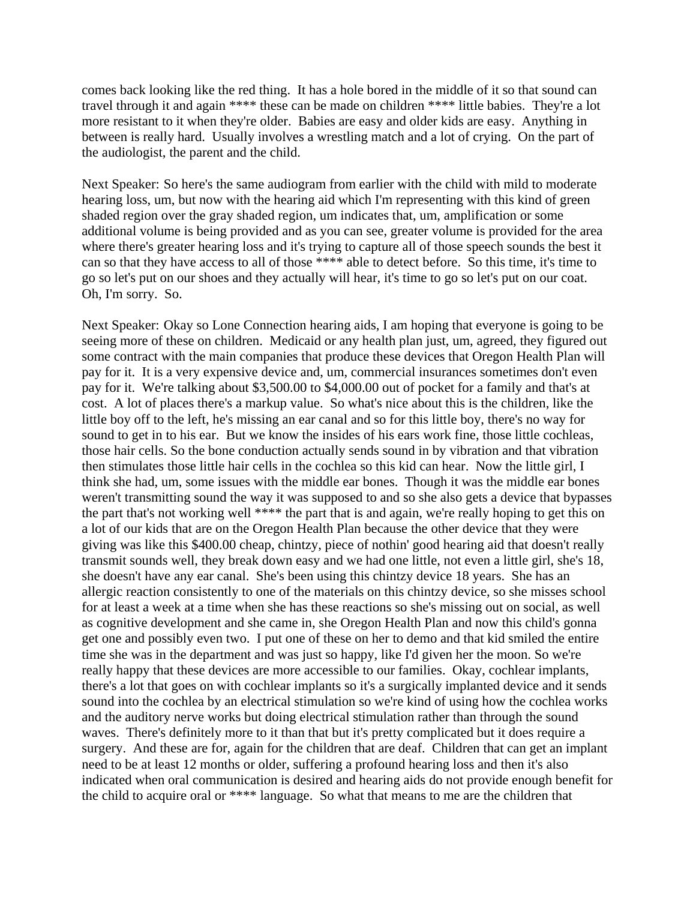comes back looking like the red thing. It has a hole bored in the middle of it so that sound can travel through it and again **** these can be made on children **** little babies. They're a lot more resistant to it when they're older. Babies are easy and older kids are easy. Anything in between is really hard. Usually involves a wrestling match and a lot of crying. On the part of the audiologist, the parent and the child.

Next Speaker: So here's the same audiogram from earlier with the child with mild to moderate hearing loss, um, but now with the hearing aid which I'm representing with this kind of green shaded region over the gray shaded region, um indicates that, um, amplification or some additional volume is being provided and as you can see, greater volume is provided for the area where there's greater hearing loss and it's trying to capture all of those speech sounds the best it can so that they have access to all of those **** able to detect before. So this time, it's time to go so let's put on our shoes and they actually will hear, it's time to go so let's put on our coat. Oh, I'm sorry. So.

Next Speaker: Okay so Lone Connection hearing aids, I am hoping that everyone is going to be seeing more of these on children. Medicaid or any health plan just, um, agreed, they figured out some contract with the main companies that produce these devices that Oregon Health Plan will pay for it. It is a very expensive device and, um, commercial insurances sometimes don't even pay for it. We're talking about $3,500.00 to $4,000.00 out of pocket for a family and that's at cost. A lot of places there's a markup value. So what's nice about this is the children, like the little boy off to the left, he's missing an ear canal and so for this little boy, there's no way for sound to get in to his ear. But we know the insides of his ears work fine, those little cochleas, those hair cells. So the bone conduction actually sends sound in by vibration and that vibration then stimulates those little hair cells in the cochlea so this kid can hear. Now the little girl, I think she had, um, some issues with the middle ear bones. Though it was the middle ear bones weren't transmitting sound the way it was supposed to and so she also gets a device that bypasses the part that's not working well **** the part that is and again, we're really hoping to get this on a lot of our kids that are on the Oregon Health Plan because the other device that they were giving was like this $400.00 cheap, chintzy, piece of nothin' good hearing aid that doesn't really transmit sounds well, they break down easy and we had one little, not even a little girl, she's 18, she doesn't have any ear canal. She's been using this chintzy device 18 years. She has an allergic reaction consistently to one of the materials on this chintzy device, so she misses school for at least a week at a time when she has these reactions so she's missing out on social, as well as cognitive development and she came in, she Oregon Health Plan and now this child's gonna get one and possibly even two. I put one of these on her to demo and that kid smiled the entire time she was in the department and was just so happy, like I'd given her the moon. So we're really happy that these devices are more accessible to our families. Okay, cochlear implants, there's a lot that goes on with cochlear implants so it's a surgically implanted device and it sends sound into the cochlea by an electrical stimulation so we're kind of using how the cochlea works and the auditory nerve works but doing electrical stimulation rather than through the sound waves. There's definitely more to it than that but it's pretty complicated but it does require a surgery. And these are for, again for the children that are deaf. Children that can get an implant need to be at least 12 months or older, suffering a profound hearing loss and then it's also indicated when oral communication is desired and hearing aids do not provide enough benefit for the child to acquire oral or **** language. So what that means to me are the children that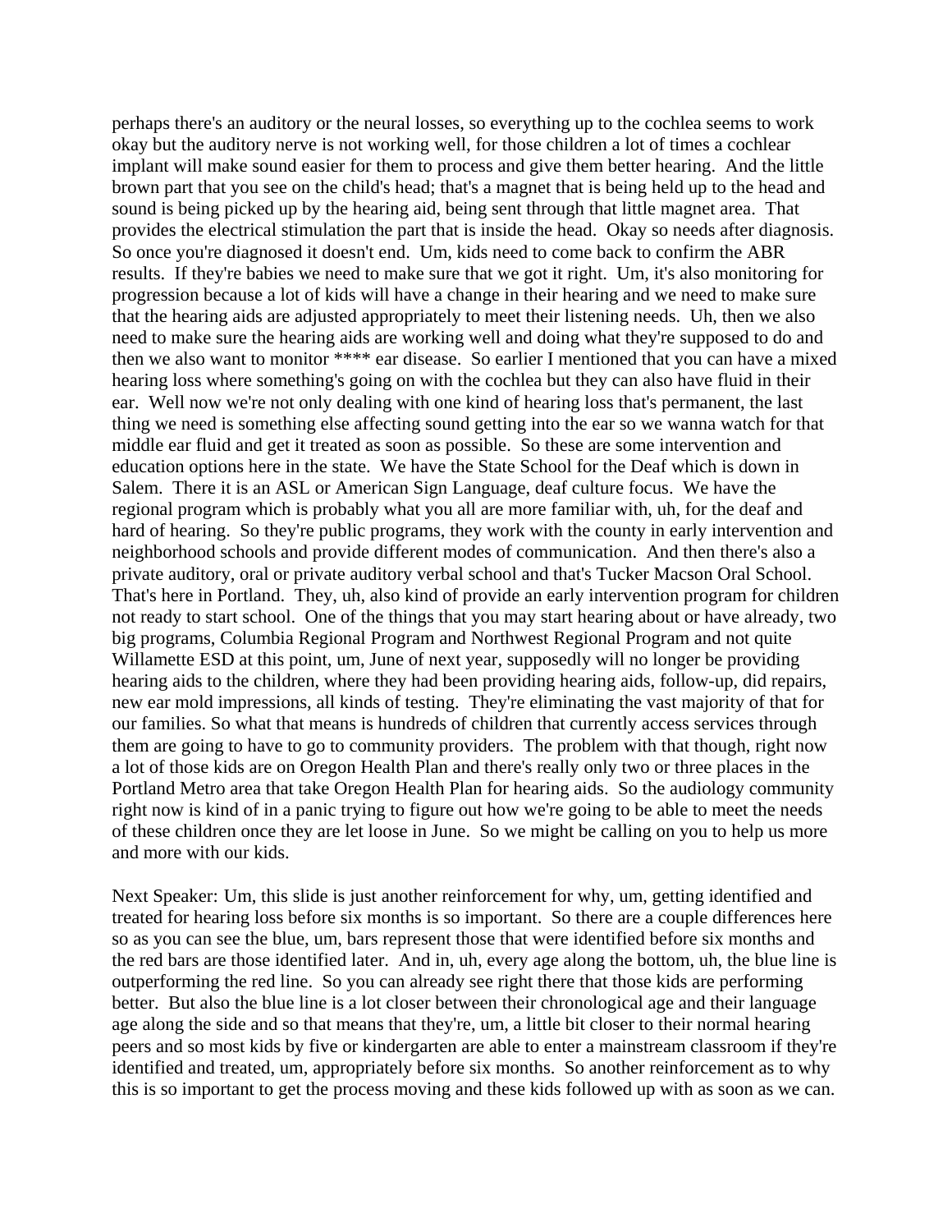perhaps there's an auditory or the neural losses, so everything up to the cochlea seems to work okay but the auditory nerve is not working well, for those children a lot of times a cochlear implant will make sound easier for them to process and give them better hearing. And the little brown part that you see on the child's head; that's a magnet that is being held up to the head and sound is being picked up by the hearing aid, being sent through that little magnet area. That provides the electrical stimulation the part that is inside the head. Okay so needs after diagnosis. So once you're diagnosed it doesn't end. Um, kids need to come back to confirm the ABR results. If they're babies we need to make sure that we got it right. Um, it's also monitoring for progression because a lot of kids will have a change in their hearing and we need to make sure that the hearing aids are adjusted appropriately to meet their listening needs. Uh, then we also need to make sure the hearing aids are working well and doing what they're supposed to do and then we also want to monitor **** ear disease. So earlier I mentioned that you can have a mixed hearing loss where something's going on with the cochlea but they can also have fluid in their ear. Well now we're not only dealing with one kind of hearing loss that's permanent, the last thing we need is something else affecting sound getting into the ear so we wanna watch for that middle ear fluid and get it treated as soon as possible. So these are some intervention and education options here in the state. We have the State School for the Deaf which is down in Salem. There it is an ASL or American Sign Language, deaf culture focus. We have the regional program which is probably what you all are more familiar with, uh, for the deaf and hard of hearing. So they're public programs, they work with the county in early intervention and neighborhood schools and provide different modes of communication. And then there's also a private auditory, oral or private auditory verbal school and that's Tucker Macson Oral School. That's here in Portland. They, uh, also kind of provide an early intervention program for children not ready to start school. One of the things that you may start hearing about or have already, two big programs, Columbia Regional Program and Northwest Regional Program and not quite Willamette ESD at this point, um, June of next year, supposedly will no longer be providing hearing aids to the children, where they had been providing hearing aids, follow-up, did repairs, new ear mold impressions, all kinds of testing. They're eliminating the vast majority of that for our families. So what that means is hundreds of children that currently access services through them are going to have to go to community providers. The problem with that though, right now a lot of those kids are on Oregon Health Plan and there's really only two or three places in the Portland Metro area that take Oregon Health Plan for hearing aids. So the audiology community right now is kind of in a panic trying to figure out how we're going to be able to meet the needs of these children once they are let loose in June. So we might be calling on you to help us more and more with our kids.

Next Speaker: Um, this slide is just another reinforcement for why, um, getting identified and treated for hearing loss before six months is so important. So there are a couple differences here so as you can see the blue, um, bars represent those that were identified before six months and the red bars are those identified later. And in, uh, every age along the bottom, uh, the blue line is outperforming the red line. So you can already see right there that those kids are performing better. But also the blue line is a lot closer between their chronological age and their language age along the side and so that means that they're, um, a little bit closer to their normal hearing peers and so most kids by five or kindergarten are able to enter a mainstream classroom if they're identified and treated, um, appropriately before six months. So another reinforcement as to why this is so important to get the process moving and these kids followed up with as soon as we can.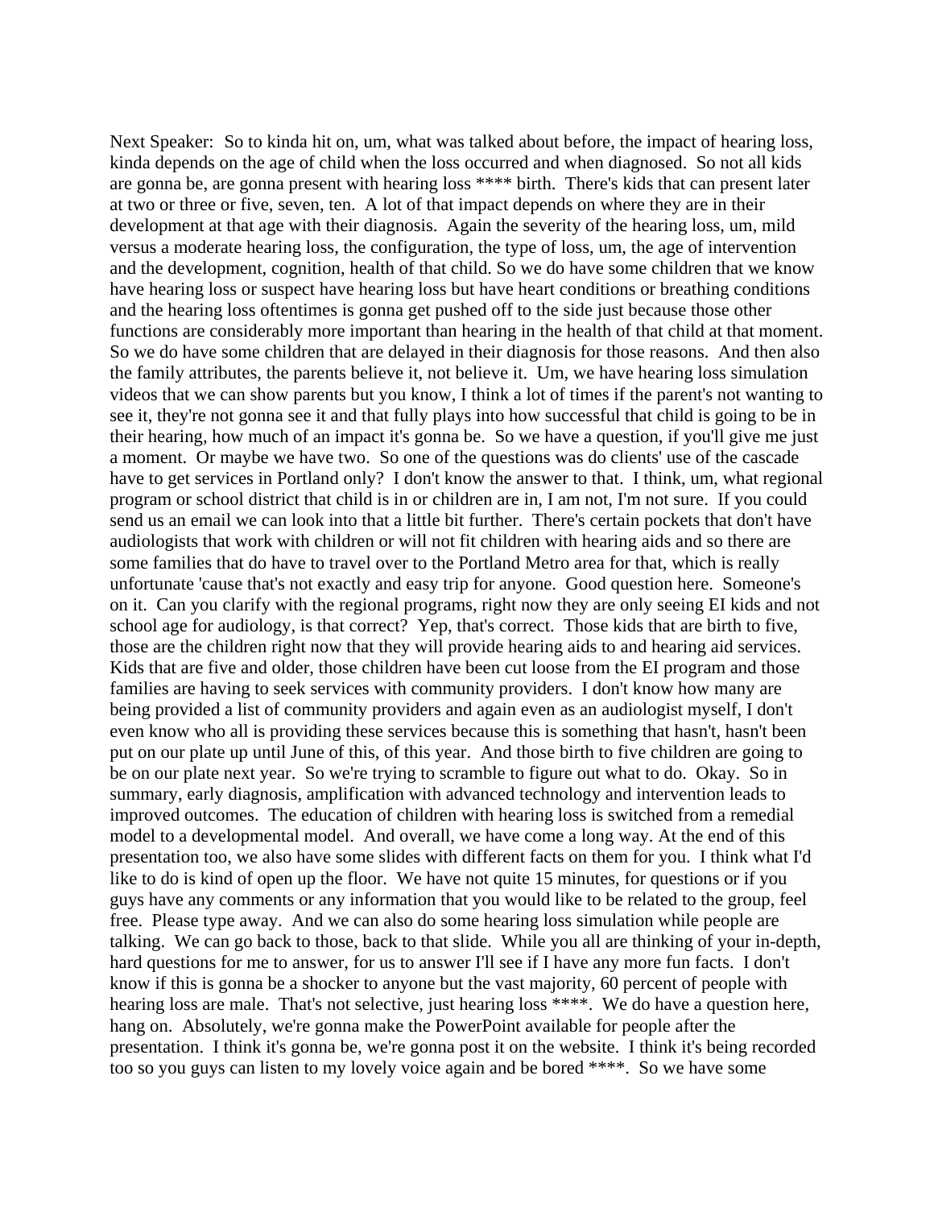Next Speaker: So to kinda hit on, um, what was talked about before, the impact of hearing loss, kinda depends on the age of child when the loss occurred and when diagnosed. So not all kids are gonna be, are gonna present with hearing loss **** birth. There's kids that can present later at two or three or five, seven, ten. A lot of that impact depends on where they are in their development at that age with their diagnosis. Again the severity of the hearing loss, um, mild versus a moderate hearing loss, the configuration, the type of loss, um, the age of intervention and the development, cognition, health of that child. So we do have some children that we know have hearing loss or suspect have hearing loss but have heart conditions or breathing conditions and the hearing loss oftentimes is gonna get pushed off to the side just because those other functions are considerably more important than hearing in the health of that child at that moment. So we do have some children that are delayed in their diagnosis for those reasons. And then also the family attributes, the parents believe it, not believe it. Um, we have hearing loss simulation videos that we can show parents but you know, I think a lot of times if the parent's not wanting to see it, they're not gonna see it and that fully plays into how successful that child is going to be in their hearing, how much of an impact it's gonna be. So we have a question, if you'll give me just a moment. Or maybe we have two. So one of the questions was do clients' use of the cascade have to get services in Portland only? I don't know the answer to that. I think, um, what regional program or school district that child is in or children are in, I am not, I'm not sure. If you could send us an email we can look into that a little bit further. There's certain pockets that don't have audiologists that work with children or will not fit children with hearing aids and so there are some families that do have to travel over to the Portland Metro area for that, which is really unfortunate 'cause that's not exactly and easy trip for anyone. Good question here. Someone's on it. Can you clarify with the regional programs, right now they are only seeing EI kids and not school age for audiology, is that correct? Yep, that's correct. Those kids that are birth to five, those are the children right now that they will provide hearing aids to and hearing aid services. Kids that are five and older, those children have been cut loose from the EI program and those families are having to seek services with community providers. I don't know how many are being provided a list of community providers and again even as an audiologist myself, I don't even know who all is providing these services because this is something that hasn't, hasn't been put on our plate up until June of this, of this year. And those birth to five children are going to be on our plate next year. So we're trying to scramble to figure out what to do. Okay. So in summary, early diagnosis, amplification with advanced technology and intervention leads to improved outcomes. The education of children with hearing loss is switched from a remedial model to a developmental model. And overall, we have come a long way. At the end of this presentation too, we also have some slides with different facts on them for you. I think what I'd like to do is kind of open up the floor. We have not quite 15 minutes, for questions or if you guys have any comments or any information that you would like to be related to the group, feel free. Please type away. And we can also do some hearing loss simulation while people are talking. We can go back to those, back to that slide. While you all are thinking of your in-depth, hard questions for me to answer, for us to answer I'll see if I have any more fun facts. I don't know if this is gonna be a shocker to anyone but the vast majority, 60 percent of people with hearing loss are male. That's not selective, just hearing loss ****. We do have a question here, hang on. Absolutely, we're gonna make the PowerPoint available for people after the presentation. I think it's gonna be, we're gonna post it on the website. I think it's being recorded too so you guys can listen to my lovely voice again and be bored ****. So we have some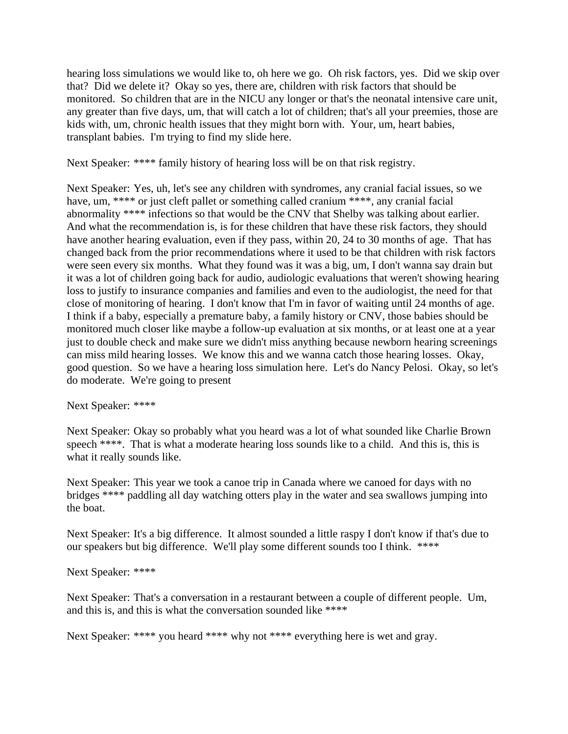hearing loss simulations we would like to, oh here we go. Oh risk factors, yes. Did we skip over that? Did we delete it? Okay so yes, there are, children with risk factors that should be monitored. So children that are in the NICU any longer or that's the neonatal intensive care unit, any greater than five days, um, that will catch a lot of children; that's all your preemies, those are kids with, um, chronic health issues that they might born with. Your, um, heart babies, transplant babies. I'm trying to find my slide here.

Next Speaker: **** family history of hearing loss will be on that risk registry.

Next Speaker: Yes, uh, let's see any children with syndromes, any cranial facial issues, so we have, um, **** or just cleft pallet or something called cranium ****, any cranial facial abnormality **** infections so that would be the CNV that Shelby was talking about earlier. And what the recommendation is, is for these children that have these risk factors, they should have another hearing evaluation, even if they pass, within 20, 24 to 30 months of age. That has changed back from the prior recommendations where it used to be that children with risk factors were seen every six months. What they found was it was a big, um, I don't wanna say drain but it was a lot of children going back for audio, audiologic evaluations that weren't showing hearing loss to justify to insurance companies and families and even to the audiologist, the need for that close of monitoring of hearing. I don't know that I'm in favor of waiting until 24 months of age. I think if a baby, especially a premature baby, a family history or CNV, those babies should be monitored much closer like maybe a follow-up evaluation at six months, or at least one at a year just to double check and make sure we didn't miss anything because newborn hearing screenings can miss mild hearing losses. We know this and we wanna catch those hearing losses. Okay, good question. So we have a hearing loss simulation here. Let's do Nancy Pelosi. Okay, so let's do moderate. We're going to present

Next Speaker: ****

Next Speaker: Okay so probably what you heard was a lot of what sounded like Charlie Brown speech ****. That is what a moderate hearing loss sounds like to a child. And this is, this is what it really sounds like.

Next Speaker: This year we took a canoe trip in Canada where we canoed for days with no bridges **** paddling all day watching otters play in the water and sea swallows jumping into the boat.

Next Speaker: It's a big difference. It almost sounded a little raspy I don't know if that's due to our speakers but big difference. We'll play some different sounds too I think. ****

Next Speaker: ****

Next Speaker: That's a conversation in a restaurant between a couple of different people. Um, and this is, and this is what the conversation sounded like ****

Next Speaker: **** you heard **** why not **** everything here is wet and gray.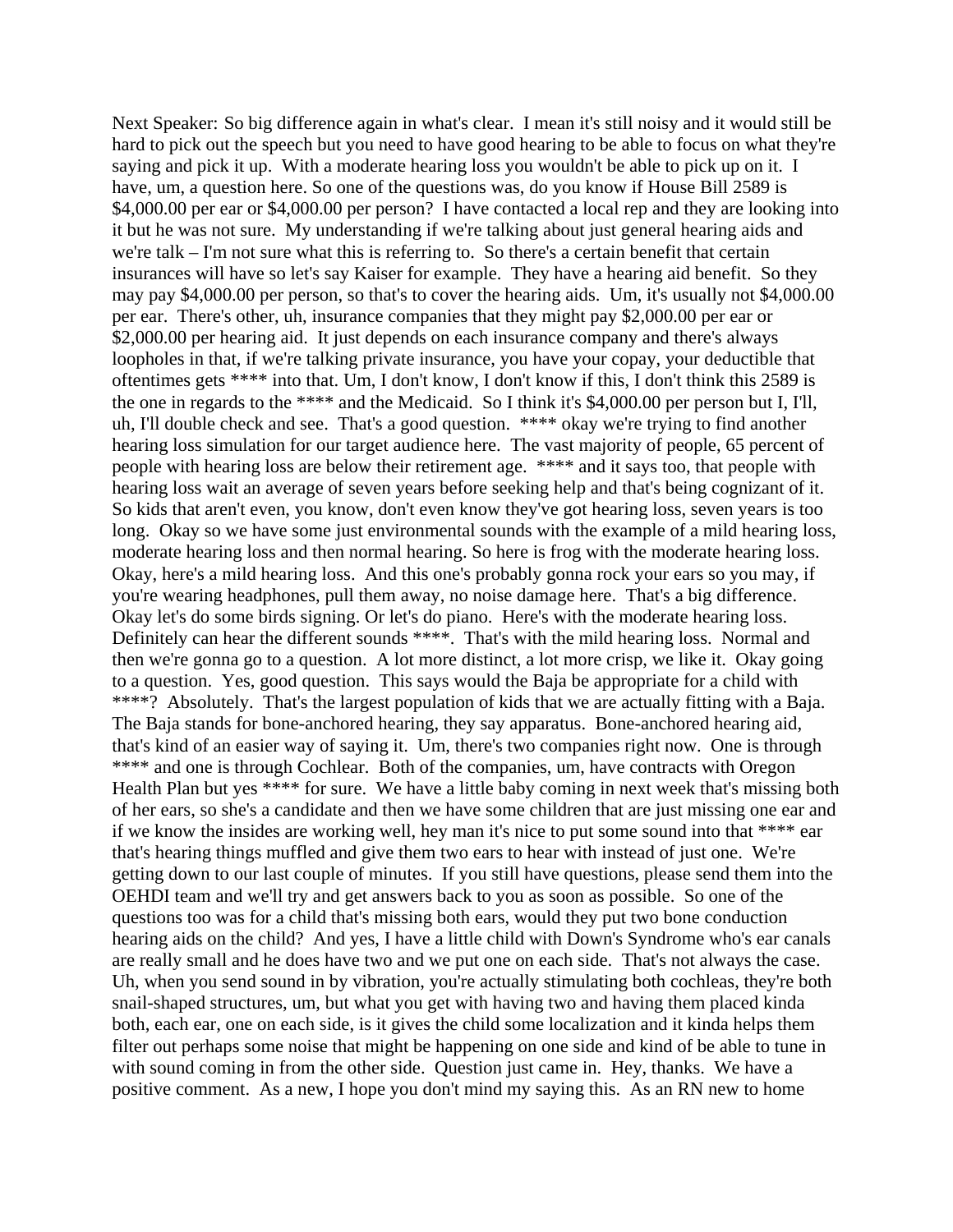Next Speaker: So big difference again in what's clear. I mean it's still noisy and it would still be hard to pick out the speech but you need to have good hearing to be able to focus on what they're saying and pick it up. With a moderate hearing loss you wouldn't be able to pick up on it. I have, um, a question here. So one of the questions was, do you know if House Bill 2589 is $4,000.00 per ear or $4,000.00 per person? I have contacted a local rep and they are looking into it but he was not sure. My understanding if we're talking about just general hearing aids and we're talk – I'm not sure what this is referring to. So there's a certain benefit that certain insurances will have so let's say Kaiser for example. They have a hearing aid benefit. So they may pay $4,000.00 per person, so that's to cover the hearing aids. Um, it's usually not $4,000.00 per ear. There's other, uh, insurance companies that they might pay $2,000.00 per ear or $2,000.00 per hearing aid. It just depends on each insurance company and there's always loopholes in that, if we're talking private insurance, you have your copay, your deductible that oftentimes gets **** into that. Um, I don't know, I don't know if this, I don't think this 2589 is the one in regards to the **** and the Medicaid. So I think it's $4,000.00 per person but I, I'll, uh, I'll double check and see. That's a good question. **** okay we're trying to find another hearing loss simulation for our target audience here. The vast majority of people, 65 percent of people with hearing loss are below their retirement age. **** and it says too, that people with hearing loss wait an average of seven years before seeking help and that's being cognizant of it. So kids that aren't even, you know, don't even know they've got hearing loss, seven years is too long. Okay so we have some just environmental sounds with the example of a mild hearing loss, moderate hearing loss and then normal hearing. So here is frog with the moderate hearing loss. Okay, here's a mild hearing loss. And this one's probably gonna rock your ears so you may, if you're wearing headphones, pull them away, no noise damage here. That's a big difference. Okay let's do some birds signing. Or let's do piano. Here's with the moderate hearing loss. Definitely can hear the different sounds ****. That's with the mild hearing loss. Normal and then we're gonna go to a question. A lot more distinct, a lot more crisp, we like it. Okay going to a question. Yes, good question. This says would the Baja be appropriate for a child with ****? Absolutely. That's the largest population of kids that we are actually fitting with a Baja. The Baja stands for bone-anchored hearing, they say apparatus. Bone-anchored hearing aid, that's kind of an easier way of saying it. Um, there's two companies right now. One is through **** and one is through Cochlear. Both of the companies, um, have contracts with Oregon Health Plan but yes **** for sure. We have a little baby coming in next week that's missing both of her ears, so she's a candidate and then we have some children that are just missing one ear and if we know the insides are working well, hey man it's nice to put some sound into that **** ear that's hearing things muffled and give them two ears to hear with instead of just one. We're getting down to our last couple of minutes. If you still have questions, please send them into the OEHDI team and we'll try and get answers back to you as soon as possible. So one of the questions too was for a child that's missing both ears, would they put two bone conduction hearing aids on the child? And yes, I have a little child with Down's Syndrome who's ear canals are really small and he does have two and we put one on each side. That's not always the case. Uh, when you send sound in by vibration, you're actually stimulating both cochleas, they're both snail-shaped structures, um, but what you get with having two and having them placed kinda both, each ear, one on each side, is it gives the child some localization and it kinda helps them filter out perhaps some noise that might be happening on one side and kind of be able to tune in with sound coming in from the other side. Question just came in. Hey, thanks. We have a positive comment. As a new, I hope you don't mind my saying this. As an RN new to home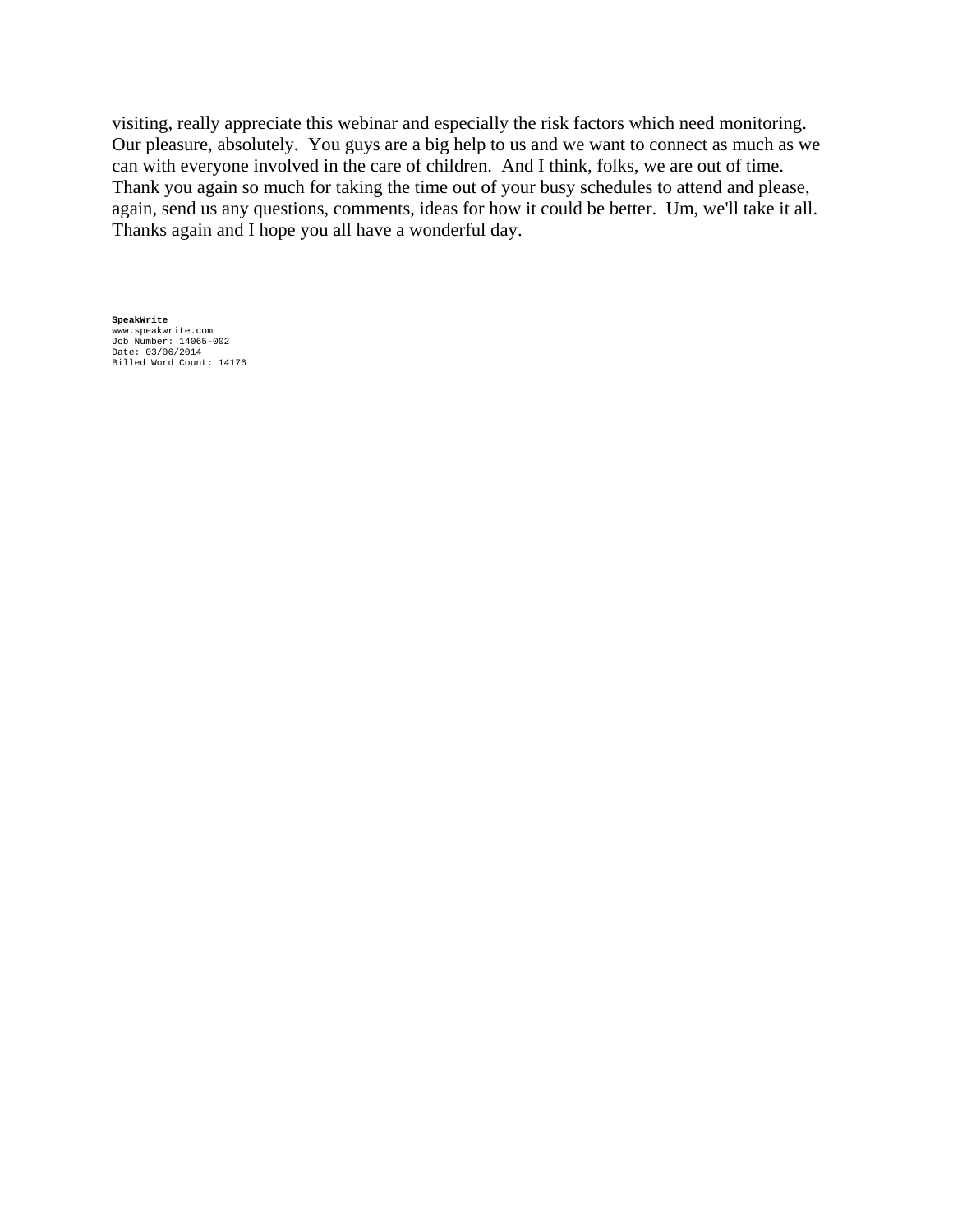visiting, really appreciate this webinar and especially the risk factors which need monitoring. Our pleasure, absolutely. You guys are a big help to us and we want to connect as much as we can with everyone involved in the care of children. And I think, folks, we are out of time. Thank you again so much for taking the time out of your busy schedules to attend and please, again, send us any questions, comments, ideas for how it could be better. Um, we'll take it all. Thanks again and I hope you all have a wonderful day.

**SpeakWrite**
www.speakwrite.com
Job Number: 14065-002
Date: 03/06/2014
Billed Word Count: 14176